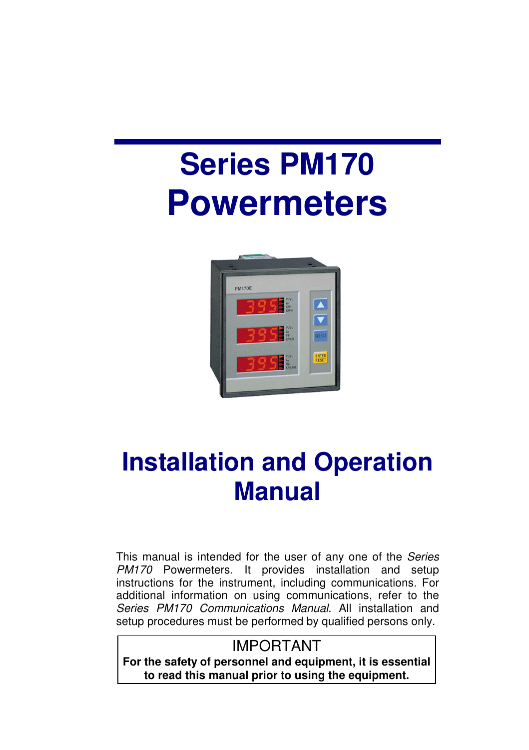# Series PM170 Powermeters

# Installation and Operation Manual

This manual is intended for the user of any one of the *Series PM170* Powermeters. It provides installation and setup instructions for the instrument, including communications. For additional information on using communications, refer to the *Series PM170 Communications Manual*. All installation and setup procedures must be performed by qualified persons only.

IMPORTANT

**For the safety of personnel and equipment, it is essential to read this manual prior to using the equipment.**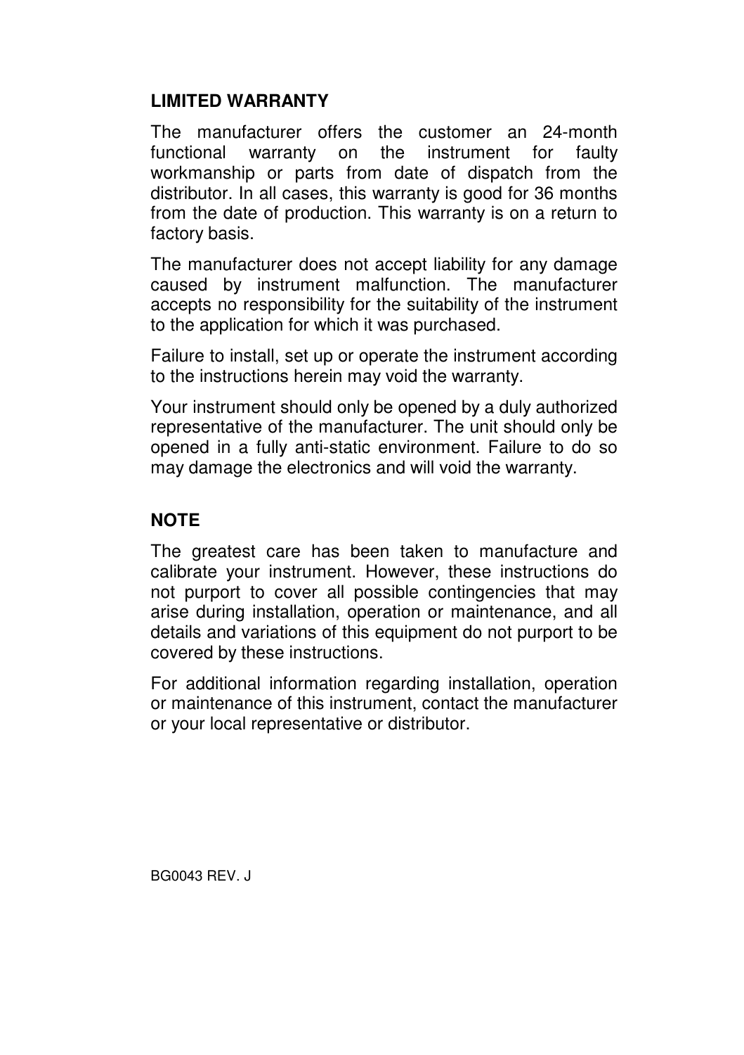## LIMITED WARRANTY

The manufacturer offers the customer an 24-month functional warranty on the instrument for faulty workmanship or parts from date of dispatch from the distributor. In all cases, this warranty is good for 36 months from the date of production. This warranty is on a return to factory basis.

The manufacturer does not accept liability for any damage caused by instrument malfunction. The manufacturer accepts no responsibility for the suitability of the instrument to the application for which it was purchased.

Failure to install, set up or operate the instrument according to the instructions herein may void the warranty.

Your instrument should only be opened by a duly authorized representative of the manufacturer. The unit should only be opened in a fully anti-static environment. Failure to do so may damage the electronics and will void the warranty.

## NOTE

The greatest care has been taken to manufacture and calibrate your instrument. However, these instructions do not purport to cover all possible contingencies that may arise during installation, operation or maintenance, and all details and variations of this equipment do not purport to be covered by these instructions.

For additional information regarding installation, operation or maintenance of this instrument, contact the manufacturer or your local representative or distributor.

BG0043 REV. J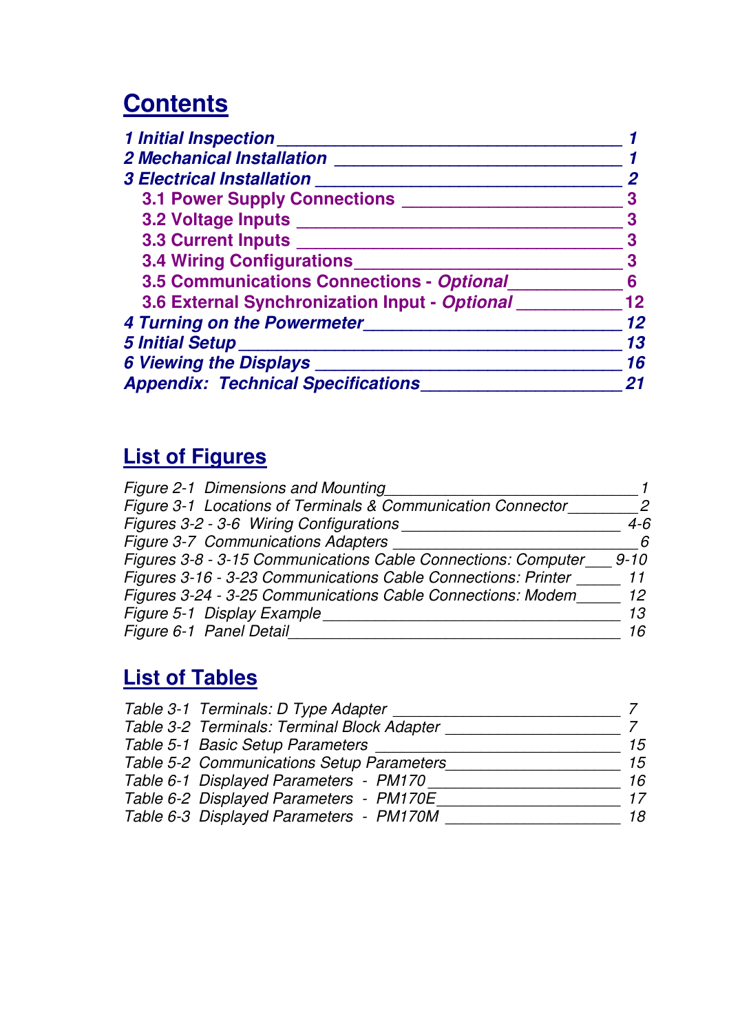# Contents

| | |
|---|---|
| ***1 Initial Inspection*** | ***1*** |
| ***2 Mechanical Installation*** | ***1*** |
| ***3 Electrical Installation*** | ***2*** |
| **3.1 Power Supply Connections** | **3** |
| **3.2 Voltage Inputs** | **3** |
| **3.3 Current Inputs** | **3** |
| **3.4 Wiring Configurations** | **3** |
| **3.5 Communications Connections - *Optional*** | **6** |
| **3.6 External Synchronization Input - *Optional*** | **12** |
| ***4 Turning on the Powermeter*** | ***12*** |
| ***5 Initial Setup*** | ***13*** |
| ***6 Viewing the Displays*** | ***16*** |
| ***Appendix: Technical Specifications*** | ***21*** |

# List of Figures

| | |
|---|---|
| *Figure 2-1 Dimensions and Mounting* | *1* |
| *Figure 3-1 Locations of Terminals & Communication Connector* | *2* |
| *Figures 3-2 - 3-6 Wiring Configurations* | *4-6* |
| *Figure 3-7 Communications Adapters* | *6* |
| *Figures 3-8 - 3-15 Communications Cable Connections: Computer* | *9-10* |
| *Figures 3-16 - 3-23 Communications Cable Connections: Printer* | *11* |
| *Figures 3-24 - 3-25 Communications Cable Connections: Modem* | *12* |
| *Figure 5-1 Display Example* | *13* |
| *Figure 6-1 Panel Detail* | *16* |

# List of Tables

| | |
|---|---|
| *Table 3-1 Terminals: D Type Adapter* | *7* |
| *Table 3-2 Terminals: Terminal Block Adapter* | *7* |
| *Table 5-1 Basic Setup Parameters* | *15* |
| *Table 5-2 Communications Setup Parameters* | *15* |
| *Table 6-1 Displayed Parameters - PM170* | *16* |
| *Table 6-2 Displayed Parameters - PM170E* | *17* |
| *Table 6-3 Displayed Parameters - PM170M* | *18* |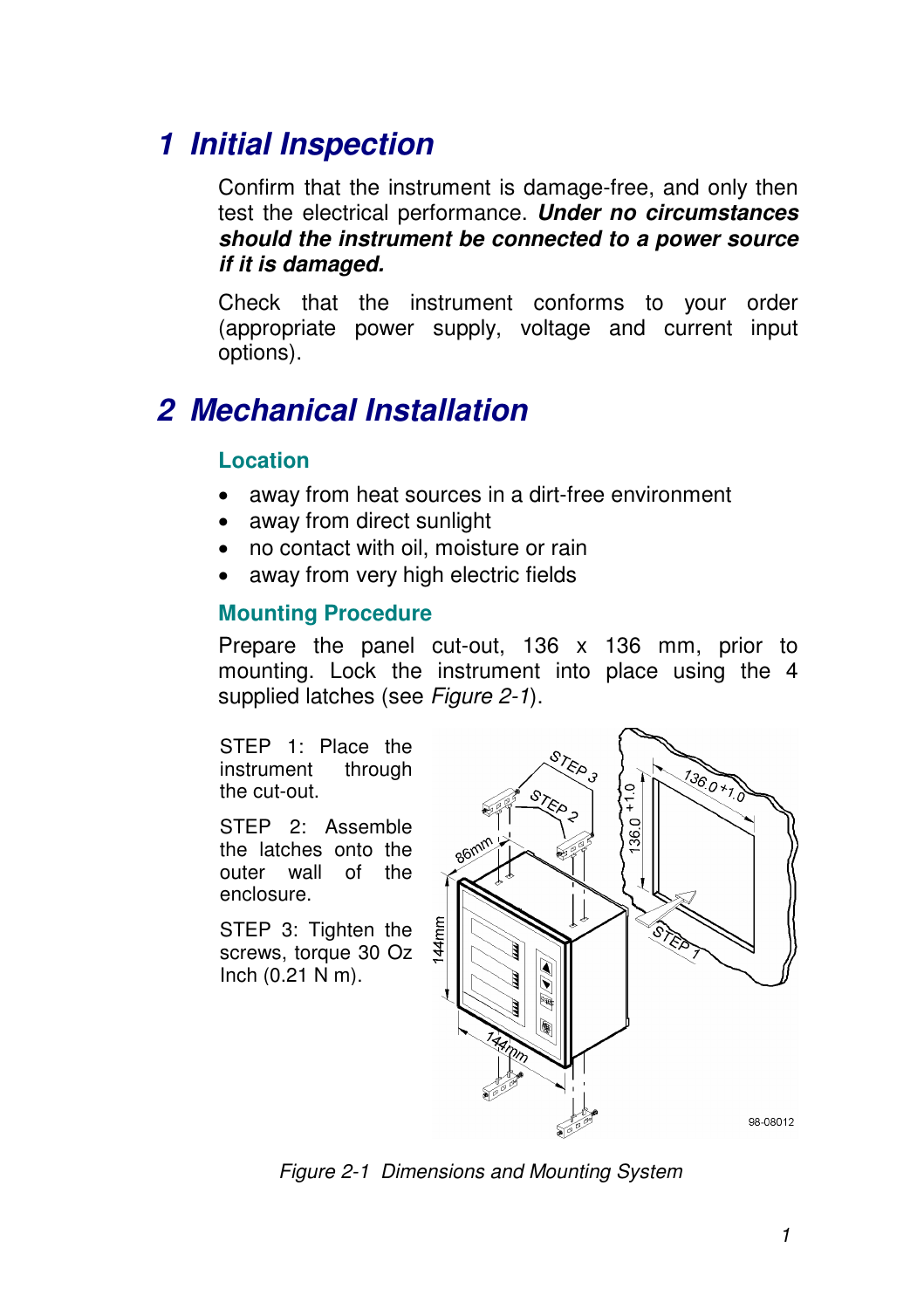# 1 Initial Inspection

Confirm that the instrument is damage-free, and only then test the electrical performance. ***Under no circumstances should the instrument be connected to a power source if it is damaged.***

Check that the instrument conforms to your order (appropriate power supply, voltage and current input options).

# 2 Mechanical Installation

## Location

- away from heat sources in a dirt-free environment
- away from direct sunlight
- no contact with oil, moisture or rain
- away from very high electric fields

## Mounting Procedure

Prepare the panel cut-out, 136 x 136 mm, prior to mounting. Lock the instrument into place using the 4 supplied latches (see *Figure 2-1*).

STEP 1: Place the instrument through the cut-out.

STEP 2: Assemble the latches onto the outer wall of the enclosure.

STEP 3: Tighten the screws, torque 30 Oz Inch (0.21 N m).

*Figure 2-1 Dimensions and Mounting System*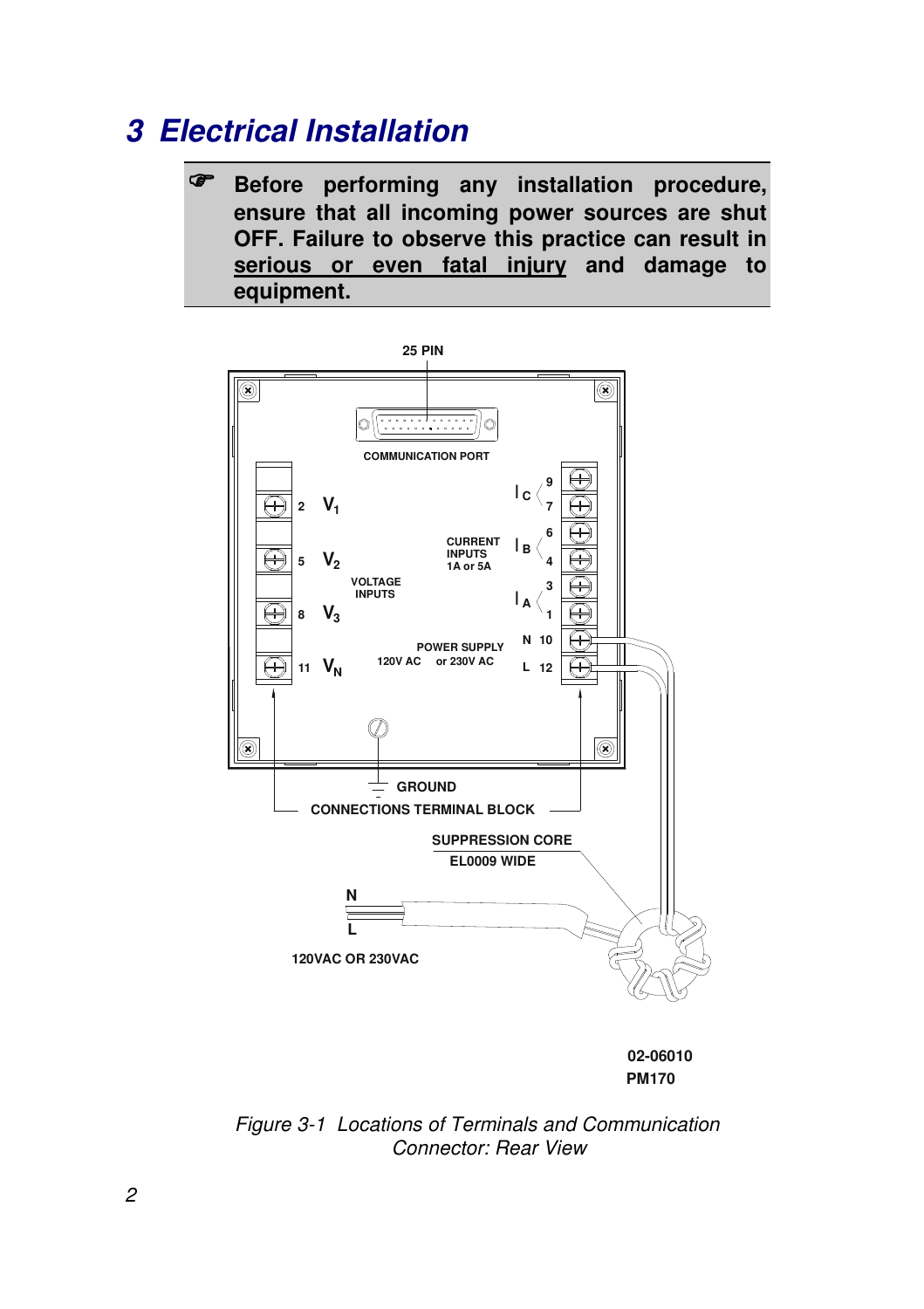# 3 Electrical Installation

> ☞ **Before performing any installation procedure, ensure that all incoming power sources are shut OFF. Failure to observe this practice can result in serious or even fatal injury and damage to equipment.**

*Figure 3-1 Locations of Terminals and Communication Connector: Rear View*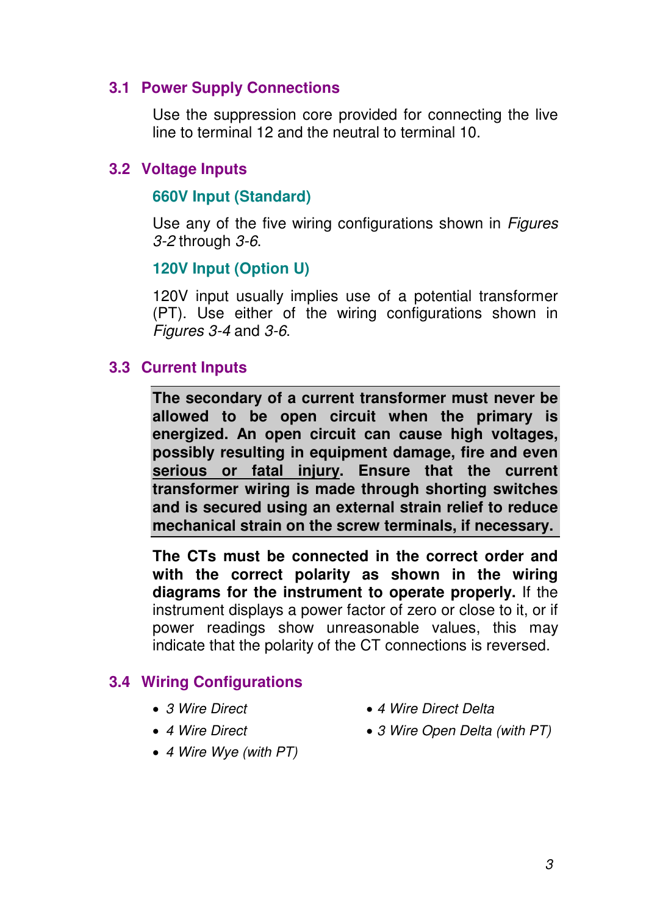## 3.1 Power Supply Connections

Use the suppression core provided for connecting the live line to terminal 12 and the neutral to terminal 10.

## 3.2 Voltage Inputs

### 660V Input (Standard)

Use any of the five wiring configurations shown in *Figures 3-2* through *3-6*.

### 120V Input (Option U)

120V input usually implies use of a potential transformer (PT). Use either of the wiring configurations shown in *Figures 3-4* and *3-6*.

## 3.3 Current Inputs

**The secondary of a current transformer must never be allowed to be open circuit when the primary is energized. An open circuit can cause high voltages, possibly resulting in equipment damage, fire and even <u>serious or fatal injury</u>. Ensure that the current transformer wiring is made through shorting switches and is secured using an external strain relief to reduce mechanical strain on the screw terminals, if necessary.**

**The CTs must be connected in the correct order and with the correct polarity as shown in the wiring diagrams for the instrument to operate properly.** If the instrument displays a power factor of zero or close to it, or if power readings show unreasonable values, this may indicate that the polarity of the CT connections is reversed.

## 3.4 Wiring Configurations

- *3 Wire Direct*
- *4 Wire Direct*
- *4 Wire Wye (with PT)*
- *4 Wire Direct Delta*
- *3 Wire Open Delta (with PT)*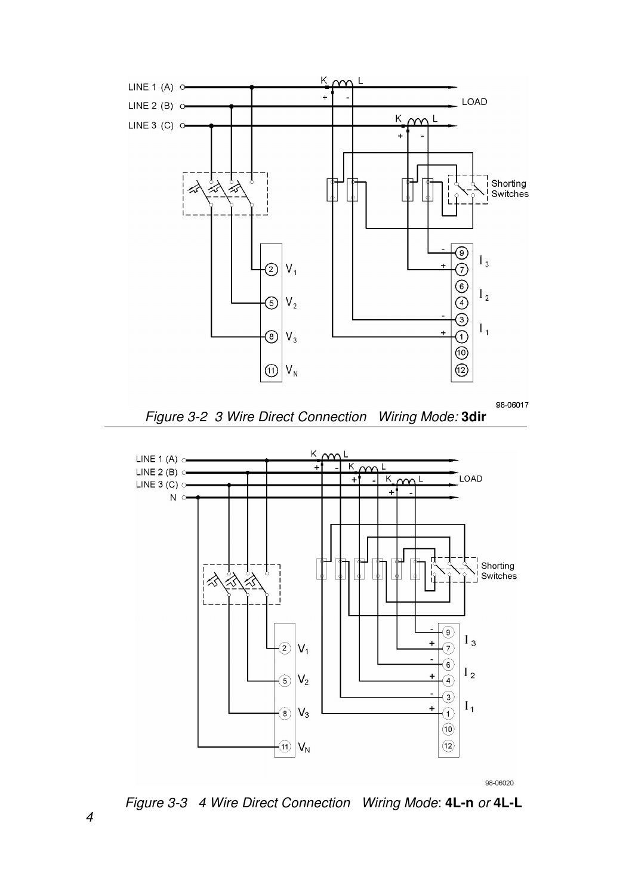*Figure 3-2  3 Wire Direct Connection   Wiring Mode:* **3dir**

*Figure 3-3   4 Wire Direct Connection   Wiring Mode*: **4L-n** *or* **4L-L**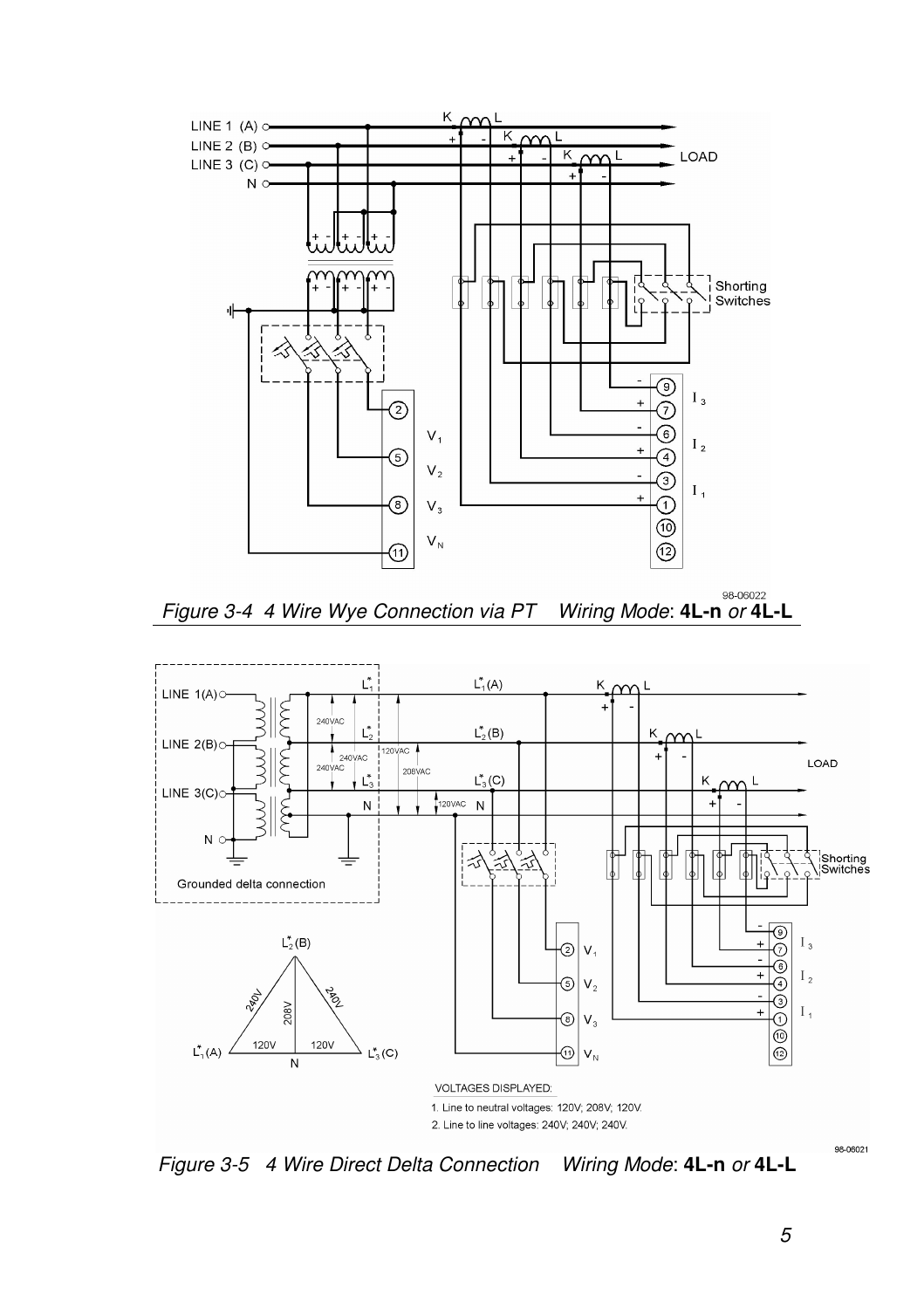*Figure 3-4 4 Wire Wye Connection via PT Wiring Mode*: **4L-n** *or* **4L-L**

*Figure 3-5 4 Wire Direct Delta Connection Wiring Mode*: **4L-n** *or* **4L-L**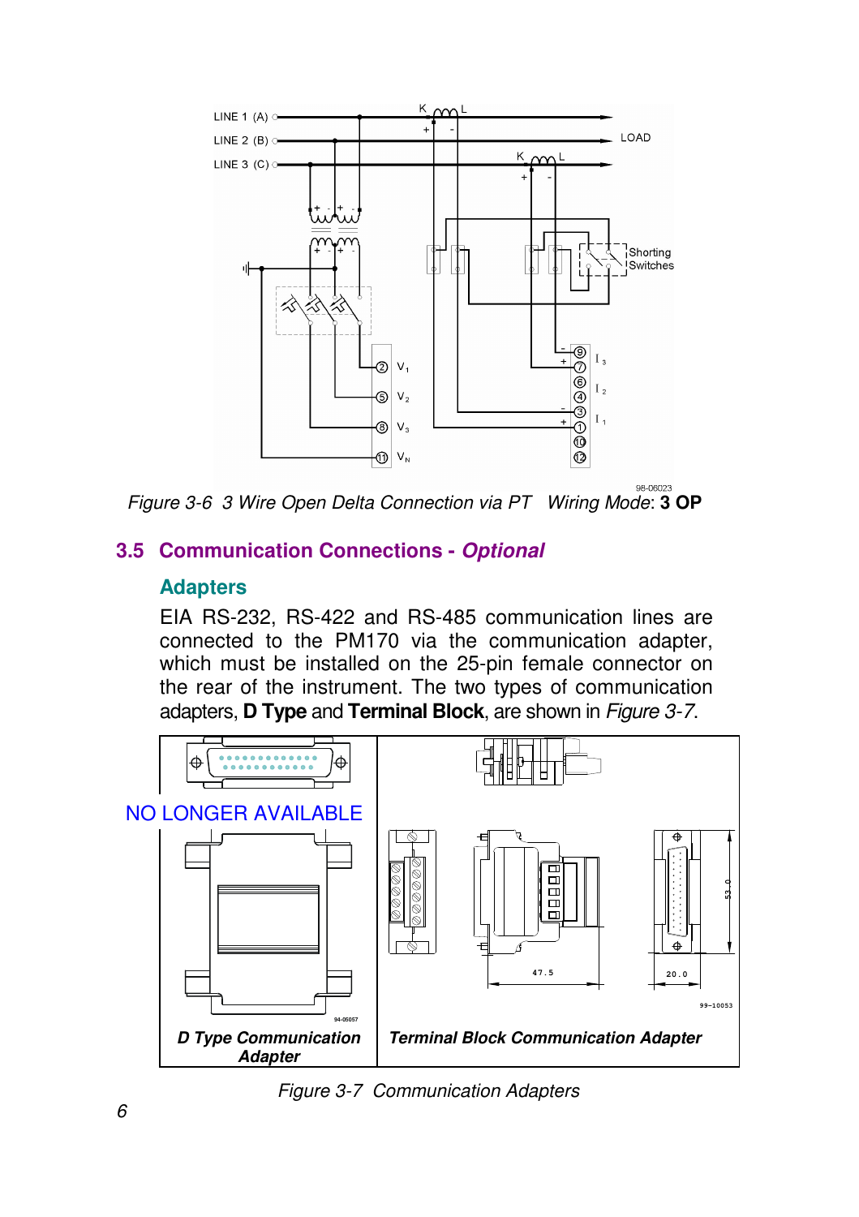Figure 3-6 3 Wire Open Delta Connection via PT   Wiring Mode: **3 OP**

## 3.5 Communication Connections - *Optional*

### Adapters

EIA RS-232, RS-422 and RS-485 communication lines are connected to the PM170 via the communication adapter, which must be installed on the 25-pin female connector on the rear of the instrument. The two types of communication adapters, **D Type** and **Terminal Block**, are shown in *Figure 3-7*.

NO LONGER AVAILABLE

***D Type Communication Adapter***

***Terminal Block Communication Adapter***

*Figure 3-7 Communication Adapters*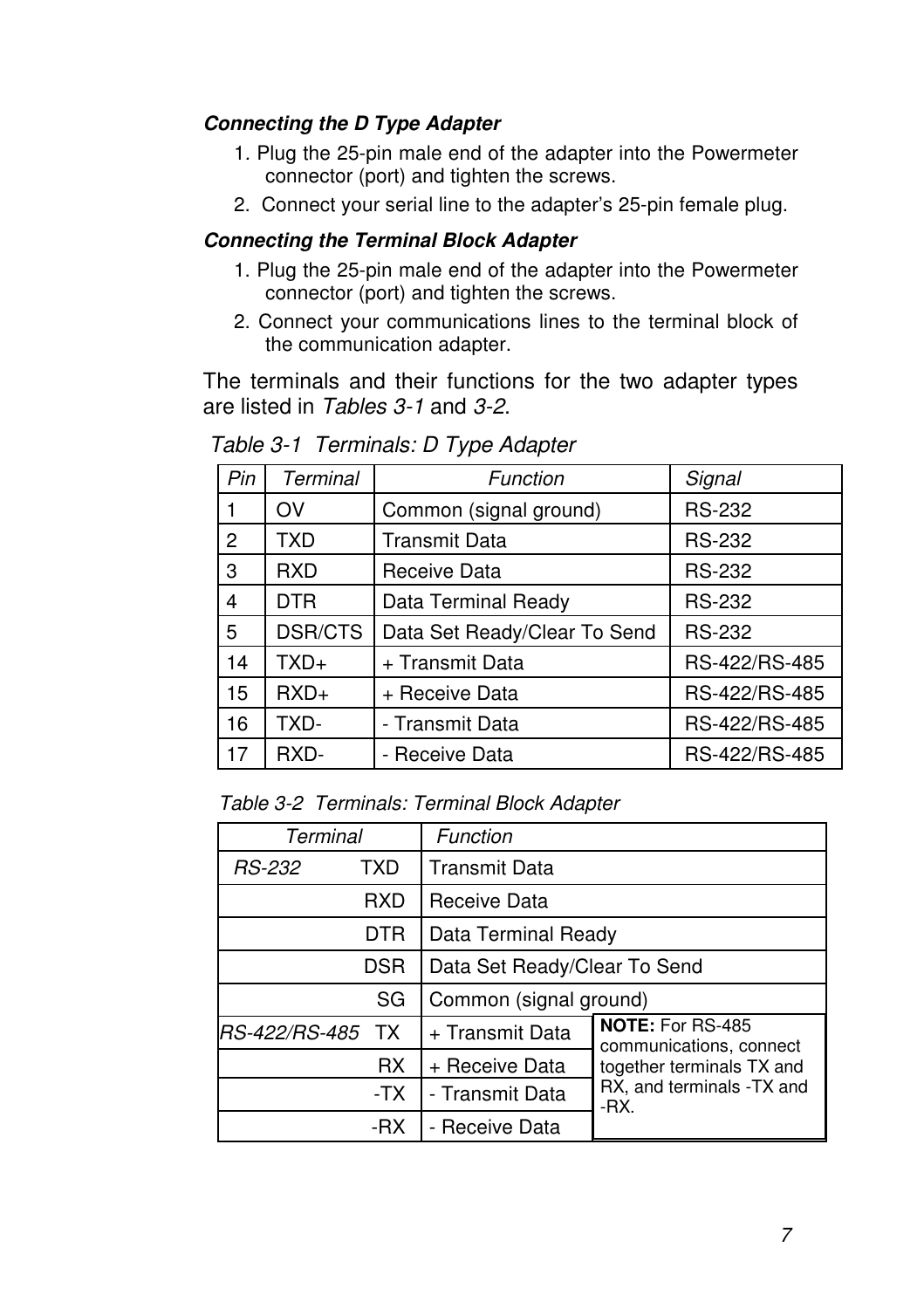***Connecting the D Type Adapter***

1. Plug the 25-pin male end of the adapter into the Powermeter connector (port) and tighten the screws.
2. Connect your serial line to the adapter's 25-pin female plug.

***Connecting the Terminal Block Adapter***

1. Plug the 25-pin male end of the adapter into the Powermeter connector (port) and tighten the screws.
2. Connect your communications lines to the terminal block of the communication adapter.

The terminals and their functions for the two adapter types are listed in *Tables 3-1* and *3-2*.

*Table 3-1 Terminals: D Type Adapter*

| *Pin* | *Terminal* | *Function* | *Signal* |
|---|---|---|---|
| 1 | OV | Common (signal ground) | RS-232 |
| 2 | TXD | Transmit Data | RS-232 |
| 3 | RXD | Receive Data | RS-232 |
| 4 | DTR | Data Terminal Ready | RS-232 |
| 5 | DSR/CTS | Data Set Ready/Clear To Send | RS-232 |
| 14 | TXD+ | + Transmit Data | RS-422/RS-485 |
| 15 | RXD+ | + Receive Data | RS-422/RS-485 |
| 16 | TXD- | - Transmit Data | RS-422/RS-485 |
| 17 | RXD- | - Receive Data | RS-422/RS-485 |

*Table 3-2 Terminals: Terminal Block Adapter*

| *Terminal* | | *Function* |
|---|---|---|
| *RS-232* | TXD | Transmit Data |
| | RXD | Receive Data |
| | DTR | Data Terminal Ready |
| | DSR | Data Set Ready/Clear To Send |
| | SG | Common (signal ground) |
| *RS-422/RS-485* | TX | + Transmit Data |
| | RX | + Receive Data |
| | -TX | - Transmit Data |
| | -RX | - Receive Data |

**NOTE:** For RS-485 communications, connect together terminals TX and RX, and terminals -TX and -RX.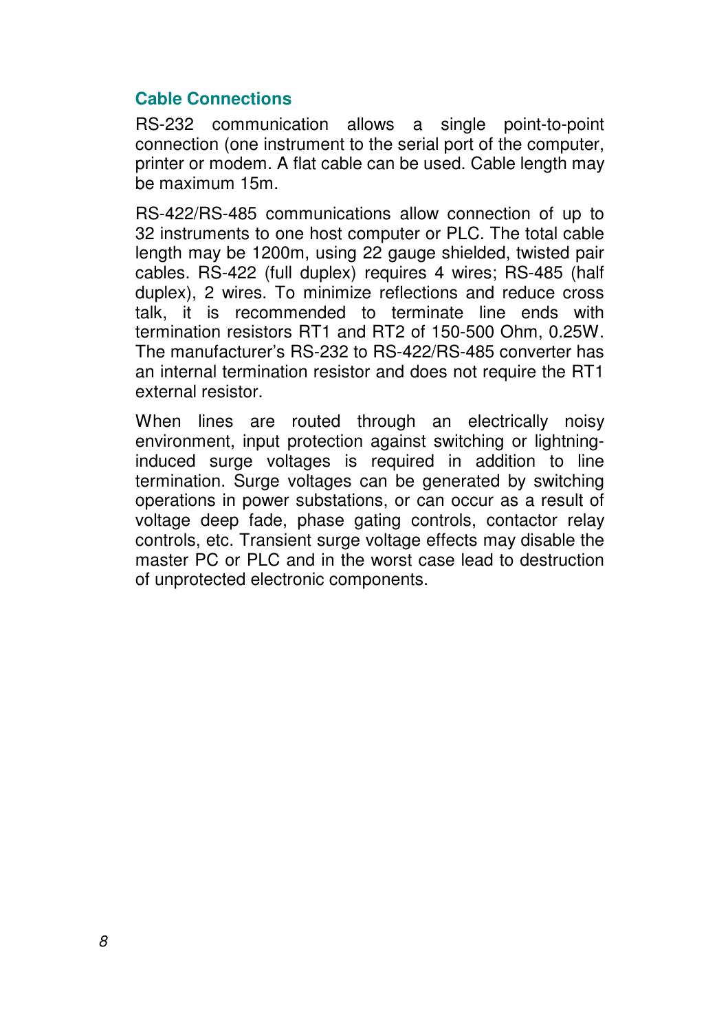## Cable Connections

RS-232 communication allows a single point-to-point connection (one instrument to the serial port of the computer, printer or modem. A flat cable can be used. Cable length may be maximum 15m.

RS-422/RS-485 communications allow connection of up to 32 instruments to one host computer or PLC. The total cable length may be 1200m, using 22 gauge shielded, twisted pair cables. RS-422 (full duplex) requires 4 wires; RS-485 (half duplex), 2 wires. To minimize reflections and reduce cross talk, it is recommended to terminate line ends with termination resistors RT1 and RT2 of 150-500 Ohm, 0.25W. The manufacturer's RS-232 to RS-422/RS-485 converter has an internal termination resistor and does not require the RT1 external resistor.

When lines are routed through an electrically noisy environment, input protection against switching or lightning-induced surge voltages is required in addition to line termination. Surge voltages can be generated by switching operations in power substations, or can occur as a result of voltage deep fade, phase gating controls, contactor relay controls, etc. Transient surge voltage effects may disable the master PC or PLC and in the worst case lead to destruction of unprotected electronic components.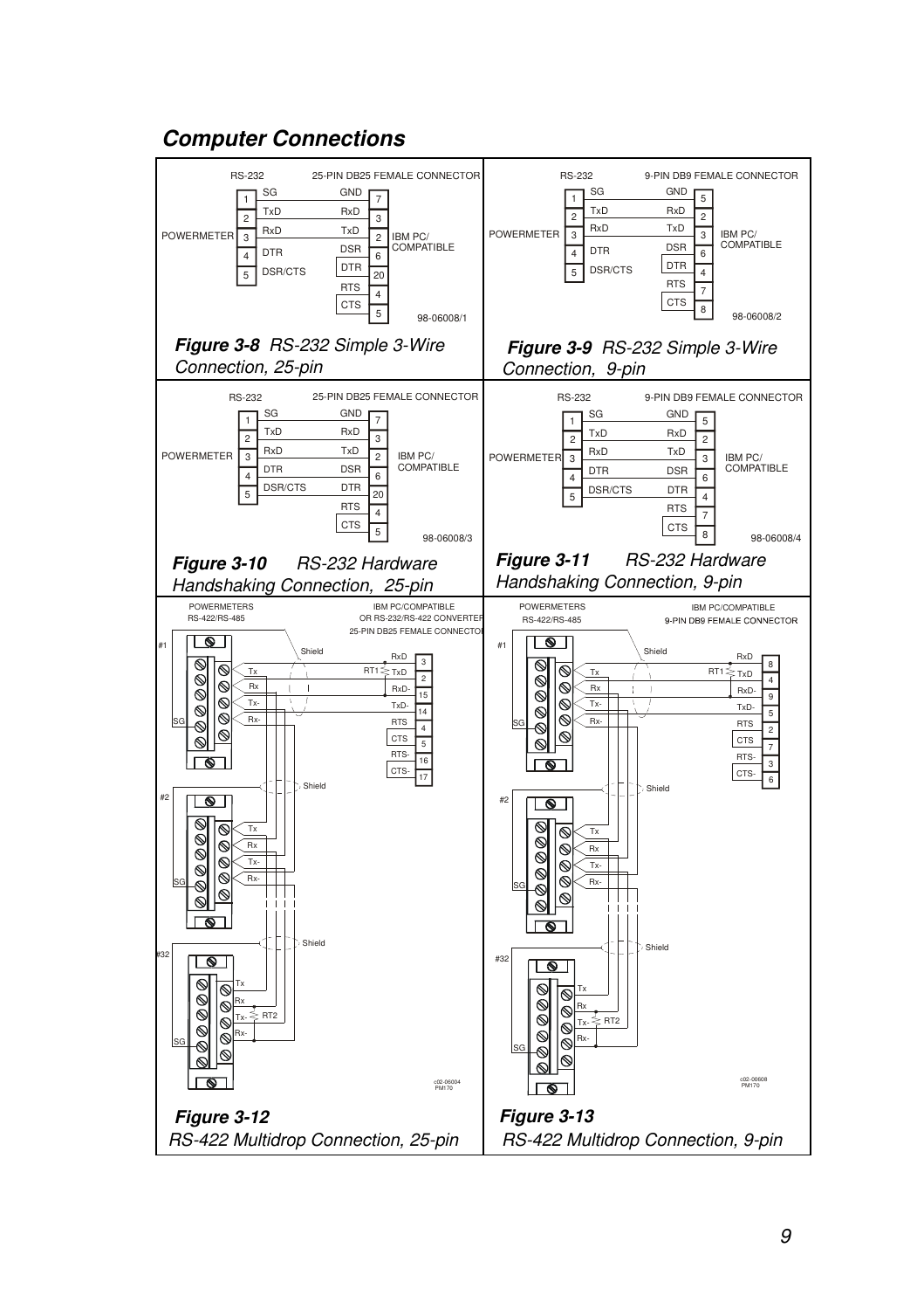## Computer Connections

RS-232 — 25-PIN DB25 FEMALE CONNECTOR

POWERMETER — IBM PC/COMPATIBLE

| Powermeter Pin | Signal | PC Signal | PC Pin |
|---|---|---|---|
| 1 | SG | GND | 7 |
| 2 | TxD | RxD | 3 |
| 3 | RxD | TxD | 2 |
| 4 | DTR | DSR | 6 |
| 5 | DSR/CTS | DTR | 20 |
| | | RTS | 4 |
| | | CTS | 5 |

98-06008/1

***Figure 3-8*** *RS-232 Simple 3-Wire Connection, 25-pin*

RS-232 — 9-PIN DB9 FEMALE CONNECTOR

POWERMETER — IBM PC/COMPATIBLE

| Powermeter Pin | Signal | PC Signal | PC Pin |
|---|---|---|---|
| 1 | SG | GND | 5 |
| 2 | TxD | RxD | 2 |
| 3 | RxD | TxD | 3 |
| 4 | DTR | DSR | 6 |
| 5 | DSR/CTS | DTR | 4 |
| | | RTS | 7 |
| | | CTS | 8 |

98-06008/2

***Figure 3-9*** *RS-232 Simple 3-Wire Connection, 9-pin*

RS-232 — 25-PIN DB25 FEMALE CONNECTOR

POWERMETER — IBM PC/COMPATIBLE

| Powermeter Pin | Signal | PC Signal | PC Pin |
|---|---|---|---|
| 1 | SG | GND | 7 |
| 2 | TxD | RxD | 3 |
| 3 | RxD | TxD | 2 |
| 4 | DTR | DSR | 6 |
| 5 | DSR/CTS | DTR | 20 |
| | | RTS | 4 |
| | | CTS | 5 |

98-06008/3

***Figure 3-10*** *RS-232 Hardware Handshaking Connection, 25-pin*

RS-232 — 9-PIN DB9 FEMALE CONNECTOR

POWERMETER — IBM PC/COMPATIBLE

| Powermeter Pin | Signal | PC Signal | PC Pin |
|---|---|---|---|
| 1 | SG | GND | 5 |
| 2 | TxD | RxD | 2 |
| 3 | RxD | TxD | 3 |
| 4 | DTR | DSR | 6 |
| 5 | DSR/CTS | DTR | 4 |
| | | RTS | 7 |
| | | CTS | 8 |

98-06008/4

***Figure 3-11*** *RS-232 Hardware Handshaking Connection, 9-pin*

POWERMETERS RS-422/RS-485 — IBM PC/COMPATIBLE OR RS-232/RS-422 CONVERTER, 25-PIN DB25 FEMALE CONNECTOR

Powermeters #1, #2 ... #32: Tx, Rx, Tx-, Rx-, SG; Shield; RT1; RT2

| PC Signal | PC Pin |
|---|---|
| RxD | 3 |
| TxD | 2 |
| RxD- | 15 |
| TxD- | 14 |
| RTS | 4 |
| CTS | 5 |
| RTS- | 16 |
| CTS- | 17 |

c02-06004 PM170

***Figure 3-12*** *RS-422 Multidrop Connection, 25-pin*

POWERMETERS RS-422/RS-485 — IBM PC/COMPATIBLE, 9-PIN DB9 FEMALE CONNECTOR

Powermeters #1, #2 ... #32: Tx, Rx, Tx-, Rx-, SG; Shield; RT1; RT2

| PC Signal | PC Pin |
|---|---|
| RxD | 8 |
| TxD | 4 |
| RxD- | 9 |
| TxD- | 5 |
| RTS | 2 |
| CTS | 7 |
| RTS- | 3 |
| CTS- | 6 |

c02-06608 PM170

***Figure 3-13*** *RS-422 Multidrop Connection, 9-pin*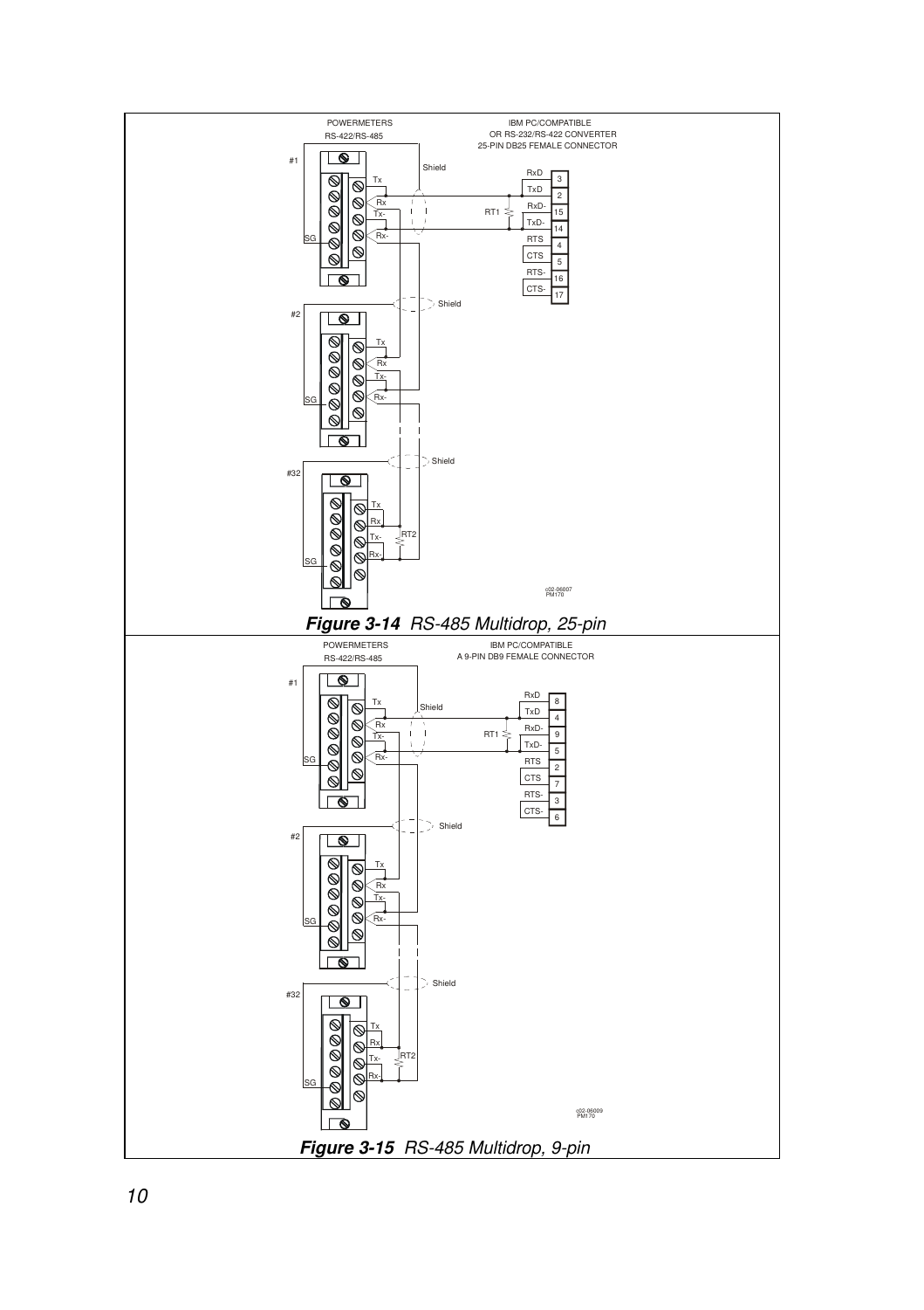POWERMETERS
RS-422/RS-485

IBM PC/COMPATIBLE
OR RS-232/RS-422 CONVERTER
25-PIN DB25 FEMALE CONNECTOR

#1 Tx Rx Tx- Rx- SG Shield RxD 3 TxD 2 RT1 RxD- 15 TxD- 14 RTS 4 CTS 5 RTS- 16 CTS- 17

#2 Tx Rx Tx- Rx- SG Shield

#32 Tx Rx Tx- Rx- SG Shield RT2

c02-06007
PM170

***Figure 3-14*** *RS-485 Multidrop, 25-pin*

POWERMETERS
RS-422/RS-485

IBM PC/COMPATIBLE
A 9-PIN DB9 FEMALE CONNECTOR

#1 Tx Rx Tx- Rx- SG Shield RxD 8 TxD 4 RT1 RxD- 9 TxD- 5 RTS 2 CTS 7 RTS- 3 CTS- 6

#2 Tx Rx Tx- Rx- SG Shield

#32 Tx Rx Tx- Rx- SG Shield RT2

c02-06009
PM170

***Figure 3-15*** *RS-485 Multidrop, 9-pin*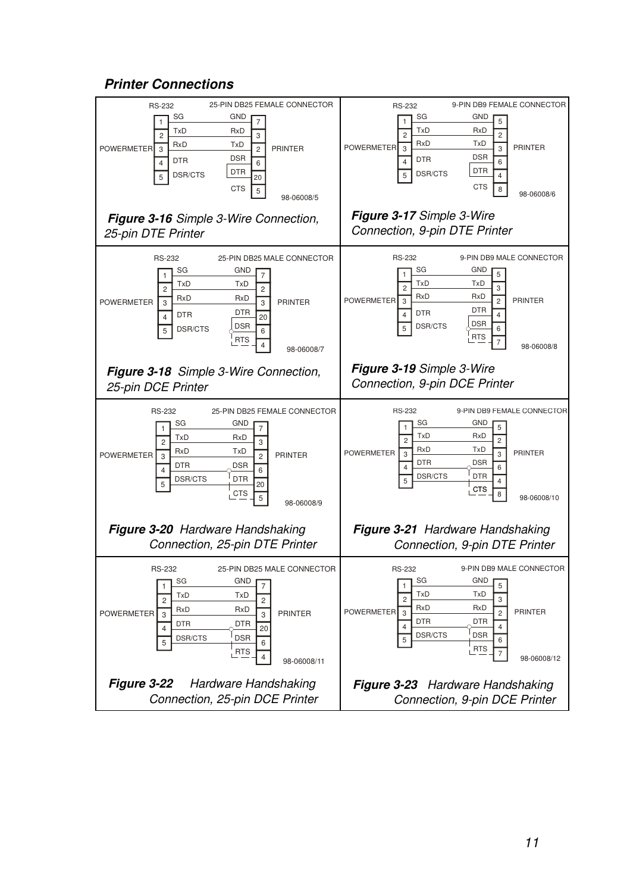## *Printer Connections*

RS-232 — 25-PIN DB25 FEMALE CONNECTOR

| POWERMETER | | | PRINTER |
|---|---|---|---|
| 1 | SG | GND | 7 |
| 2 | TxD | RxD | 3 |
| 3 | RxD | TxD | 2 |
| 4 | DTR | DSR | 6 |
| 5 | DSR/CTS | DTR | 20 |
| | | CTS | 5 |

98-06008/5

***Figure 3-16*** *Simple 3-Wire Connection, 25-pin DTE Printer*

RS-232 — 9-PIN DB9 FEMALE CONNECTOR

| POWERMETER | | | PRINTER |
|---|---|---|---|
| 1 | SG | GND | 5 |
| 2 | TxD | RxD | 2 |
| 3 | RxD | TxD | 3 |
| 4 | DTR | DSR | 6 |
| 5 | DSR/CTS | DTR | 4 |
| | | CTS | 8 |

98-06008/6

***Figure 3-17*** *Simple 3-Wire Connection, 9-pin DTE Printer*

RS-232 — 25-PIN DB25 MALE CONNECTOR

| POWERMETER | | | PRINTER |
|---|---|---|---|
| 1 | SG | GND | 7 |
| 2 | TxD | TxD | 2 |
| 3 | RxD | RxD | 3 |
| 4 | DTR | DTR | 20 |
| 5 | DSR/CTS | DSR | 6 |
| | | RTS | 4 |

98-06008/7

***Figure 3-18*** *Simple 3-Wire Connection, 25-pin DCE Printer*

RS-232 — 9-PIN DB9 MALE CONNECTOR

| POWERMETER | | | PRINTER |
|---|---|---|---|
| 1 | SG | GND | 5 |
| 2 | TxD | TxD | 3 |
| 3 | RxD | RxD | 2 |
| 4 | DTR | DTR | 4 |
| 5 | DSR/CTS | DSR | 6 |
| | | RTS | 7 |

98-06008/8

***Figure 3-19*** *Simple 3-Wire Connection, 9-pin DCE Printer*

RS-232 — 25-PIN DB25 FEMALE CONNECTOR

| POWERMETER | | | PRINTER |
|---|---|---|---|
| 1 | SG | GND | 7 |
| 2 | TxD | RxD | 3 |
| 3 | RxD | TxD | 2 |
| 4 | DTR | DSR | 6 |
| 5 | DSR/CTS | DTR | 20 |
| | | CTS | 5 |

98-06008/9

***Figure 3-20*** *Hardware Handshaking Connection, 25-pin DTE Printer*

RS-232 — 9-PIN DB9 FEMALE CONNECTOR

| POWERMETER | | | PRINTER |
|---|---|---|---|
| 1 | SG | GND | 5 |
| 2 | TxD | RxD | 2 |
| 3 | RxD | TxD | 3 |
| 4 | DTR | DSR | 6 |
| 5 | DSR/CTS | DTR | 4 |
| | | CTS | 8 |

98-06008/10

***Figure 3-21*** *Hardware Handshaking Connection, 9-pin DTE Printer*

RS-232 — 25-PIN DB25 MALE CONNECTOR

| POWERMETER | | | PRINTER |
|---|---|---|---|
| 1 | SG | GND | 7 |
| 2 | TxD | TxD | 2 |
| 3 | RxD | RxD | 3 |
| 4 | DTR | DTR | 20 |
| 5 | DSR/CTS | DSR | 6 |
| | | RTS | 4 |

98-06008/11

***Figure 3-22*** *Hardware Handshaking Connection, 25-pin DCE Printer*

RS-232 — 9-PIN DB9 MALE CONNECTOR

| POWERMETER | | | PRINTER |
|---|---|---|---|
| 1 | SG | GND | 5 |
| 2 | TxD | TxD | 3 |
| 3 | RxD | RxD | 2 |
| 4 | DTR | DTR | 4 |
| 5 | DSR/CTS | DSR | 6 |
| | | RTS | 7 |

98-06008/12

***Figure 3-23*** *Hardware Handshaking Connection, 9-pin DCE Printer*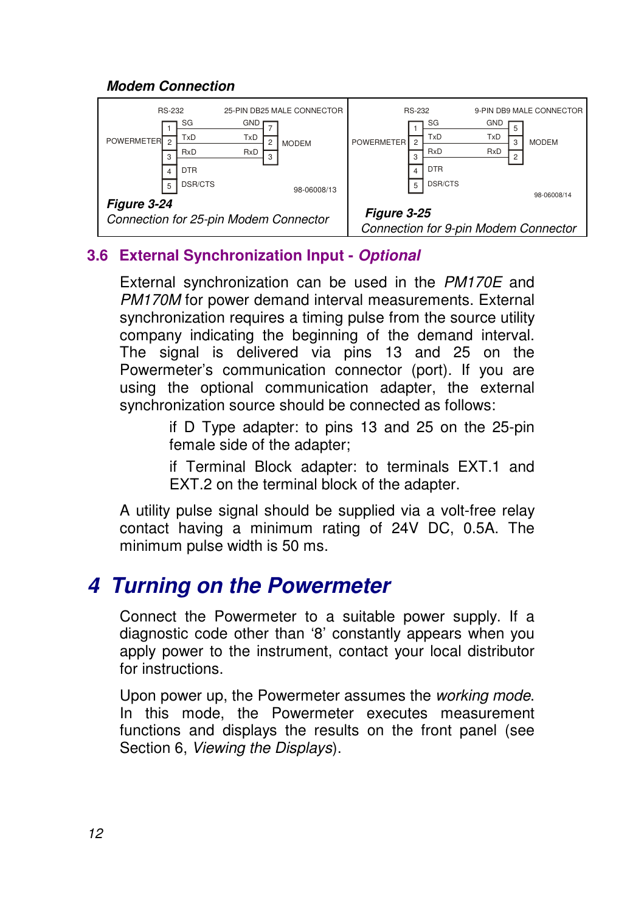**Modem Connection**

| POWERMETER RS-232 | | 25-PIN DB25 MALE CONNECTOR | MODEM |
|---|---|---|---|
| 1 | SG | GND | 7 |
| 2 | TxD | TxD | 2 |
| 3 | RxD | RxD | 3 |
| 4 | DTR | | |
| 5 | DSR/CTS | | |

98-06008/13

***Figure 3-24***
*Connection for 25-pin Modem Connector*

| POWERMETER RS-232 | | 9-PIN DB9 MALE CONNECTOR | MODEM |
|---|---|---|---|
| 1 | SG | GND | 5 |
| 2 | TxD | TxD | 3 |
| 3 | RxD | RxD | 2 |
| 4 | DTR | | |
| 5 | DSR/CTS | | |

98-06008/14

***Figure 3-25***
*Connection for 9-pin Modem Connector*

## 3.6 External Synchronization Input - *Optional*

External synchronization can be used in the *PM170E* and *PM170M* for power demand interval measurements. External synchronization requires a timing pulse from the source utility company indicating the beginning of the demand interval. The signal is delivered via pins 13 and 25 on the Powermeter's communication connector (port). If you are using the optional communication adapter, the external synchronization source should be connected as follows:

if D Type adapter: to pins 13 and 25 on the 25-pin female side of the adapter;

if Terminal Block adapter: to terminals EXT.1 and EXT.2 on the terminal block of the adapter.

A utility pulse signal should be supplied via a volt-free relay contact having a minimum rating of 24V DC, 0.5A. The minimum pulse width is 50 ms.

# *4 Turning on the Powermeter*

Connect the Powermeter to a suitable power supply. If a diagnostic code other than '8' constantly appears when you apply power to the instrument, contact your local distributor for instructions.

Upon power up, the Powermeter assumes the *working mode*. In this mode, the Powermeter executes measurement functions and displays the results on the front panel (see Section 6, *Viewing the Displays*).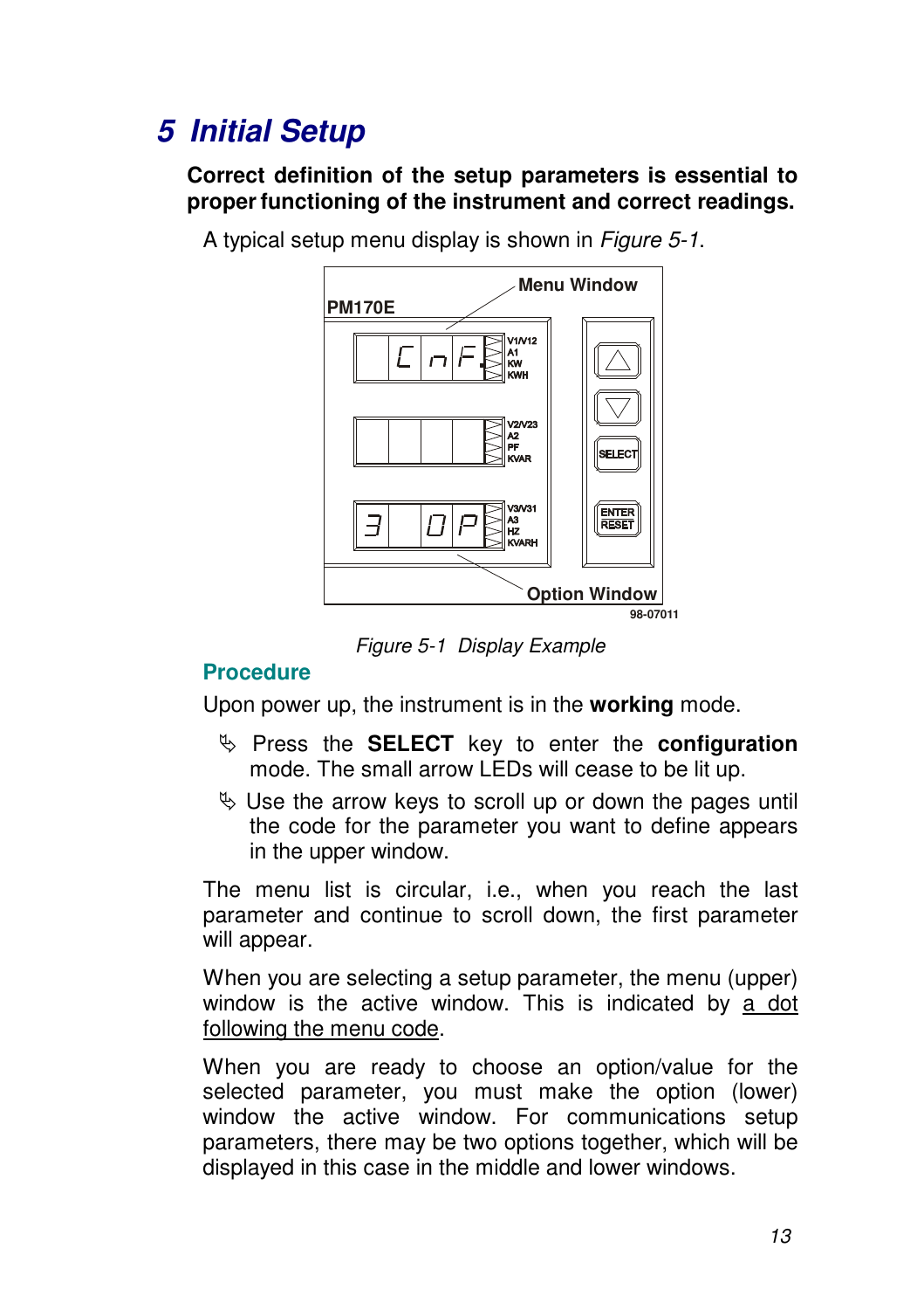# 5 Initial Setup

**Correct definition of the setup parameters is essential to proper functioning of the instrument and correct readings.**

A typical setup menu display is shown in *Figure 5-1*.

*Figure 5-1 Display Example*

## Procedure

Upon power up, the instrument is in the **working** mode.

- Press the **SELECT** key to enter the **configuration** mode. The small arrow LEDs will cease to be lit up.
- Use the arrow keys to scroll up or down the pages until the code for the parameter you want to define appears in the upper window.

The menu list is circular, i.e., when you reach the last parameter and continue to scroll down, the first parameter will appear.

When you are selecting a setup parameter, the menu (upper) window is the active window. This is indicated by a dot following the menu code.

When you are ready to choose an option/value for the selected parameter, you must make the option (lower) window the active window. For communications setup parameters, there may be two options together, which will be displayed in this case in the middle and lower windows.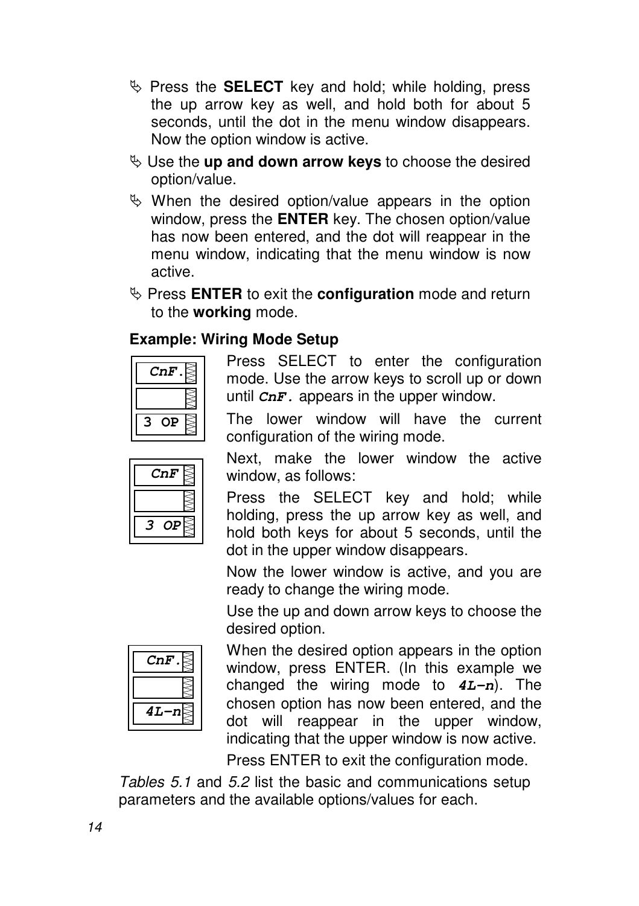- Press the **SELECT** key and hold; while holding, press the up arrow key as well, and hold both for about 5 seconds, until the dot in the menu window disappears. Now the option window is active.
- Use the **up and down arrow keys** to choose the desired option/value.
- When the desired option/value appears in the option window, press the **ENTER** key. The chosen option/value has now been entered, and the dot will reappear in the menu window, indicating that the menu window is now active.
- Press **ENTER** to exit the **configuration** mode and return to the **working** mode.

**Example: Wiring Mode Setup**

| CnF. |
| --- |
| |
| 3 OP |

Press SELECT to enter the configuration mode. Use the arrow keys to scroll up or down until ***CnF.*** appears in the upper window.

The lower window will have the current configuration of the wiring mode.

| CnF |
| --- |
| |
| 3 OP |

Next, make the lower window the active window, as follows:

Press the SELECT key and hold; while holding, press the up arrow key as well, and hold both keys for about 5 seconds, until the dot in the upper window disappears.

Now the lower window is active, and you are ready to change the wiring mode.

Use the up and down arrow keys to choose the desired option.

| CnF. |
| --- |
| |
| 4L-n |

When the desired option appears in the option window, press ENTER. (In this example we changed the wiring mode to ***4L-n***). The chosen option has now been entered, and the dot will reappear in the upper window, indicating that the upper window is now active.

Press ENTER to exit the configuration mode.

*Tables 5.1* and *5.2* list the basic and communications setup parameters and the available options/values for each.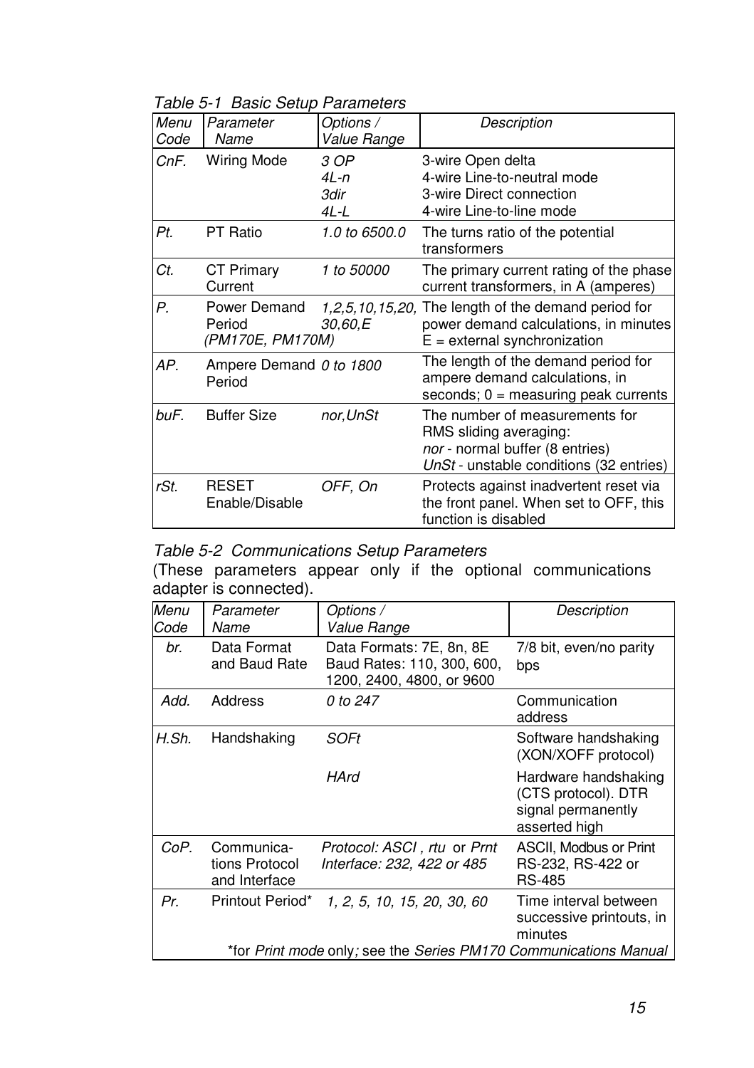*Table 5-1 Basic Setup Parameters*

| *Menu Code* | *Parameter Name* | *Options / Value Range* | *Description* |
|---|---|---|---|
| *CnF.* | Wiring Mode | *3 OP*<br>*4L-n*<br>*3dir*<br>*4L-L* | 3-wire Open delta<br>4-wire Line-to-neutral mode<br>3-wire Direct connection<br>4-wire Line-to-line mode |
| *Pt.* | PT Ratio | *1.0 to 6500.0* | The turns ratio of the potential transformers |
| *Ct.* | CT Primary Current | *1 to 50000* | The primary current rating of the phase current transformers, in A (amperes) |
| *P.* | Power Demand Period *(PM170E, PM170M)* | *1,2,5,10,15,20, 30,60,E* | The length of the demand period for power demand calculations, in minutes<br>E = external synchronization |
| *AP.* | Ampere Demand Period | *0 to 1800* | The length of the demand period for ampere demand calculations, in seconds; 0 = measuring peak currents |
| *buF.* | Buffer Size | *nor,UnSt* | The number of measurements for RMS sliding averaging:<br>*nor* - normal buffer (8 entries)<br>*UnSt* - unstable conditions (32 entries) |
| *rSt.* | RESET Enable/Disable | *OFF, On* | Protects against inadvertent reset via the front panel. When set to OFF, this function is disabled |

*Table 5-2 Communications Setup Parameters*

(These parameters appear only if the optional communications adapter is connected).

| *Menu Code* | *Parameter Name* | *Options / Value Range* | *Description* |
|---|---|---|---|
| *br.* | Data Format and Baud Rate | Data Formats: 7E, 8n, 8E<br>Baud Rates: 110, 300, 600, 1200, 2400, 4800, or 9600 | 7/8 bit, even/no parity<br>bps |
| *Add.* | Address | *0 to 247* | Communication address |
| *H.Sh.* | Handshaking | *SOFt* | Software handshaking (XON/XOFF protocol) |
| | | *HArd* | Hardware handshaking (CTS protocol). DTR signal permanently asserted high |
| *CoP.* | Communica-tions Protocol and Interface | *Protocol: ASCI , rtu* or *Prnt*<br>*Interface: 232, 422 or 485* | ASCII, Modbus or Print<br>RS-232, RS-422 or RS-485 |
| *Pr.* | Printout Period* | *1, 2, 5, 10, 15, 20, 30, 60* | Time interval between successive printouts, in minutes |

*for *Print mode* only*;* see the *Series PM170 Communications Manual*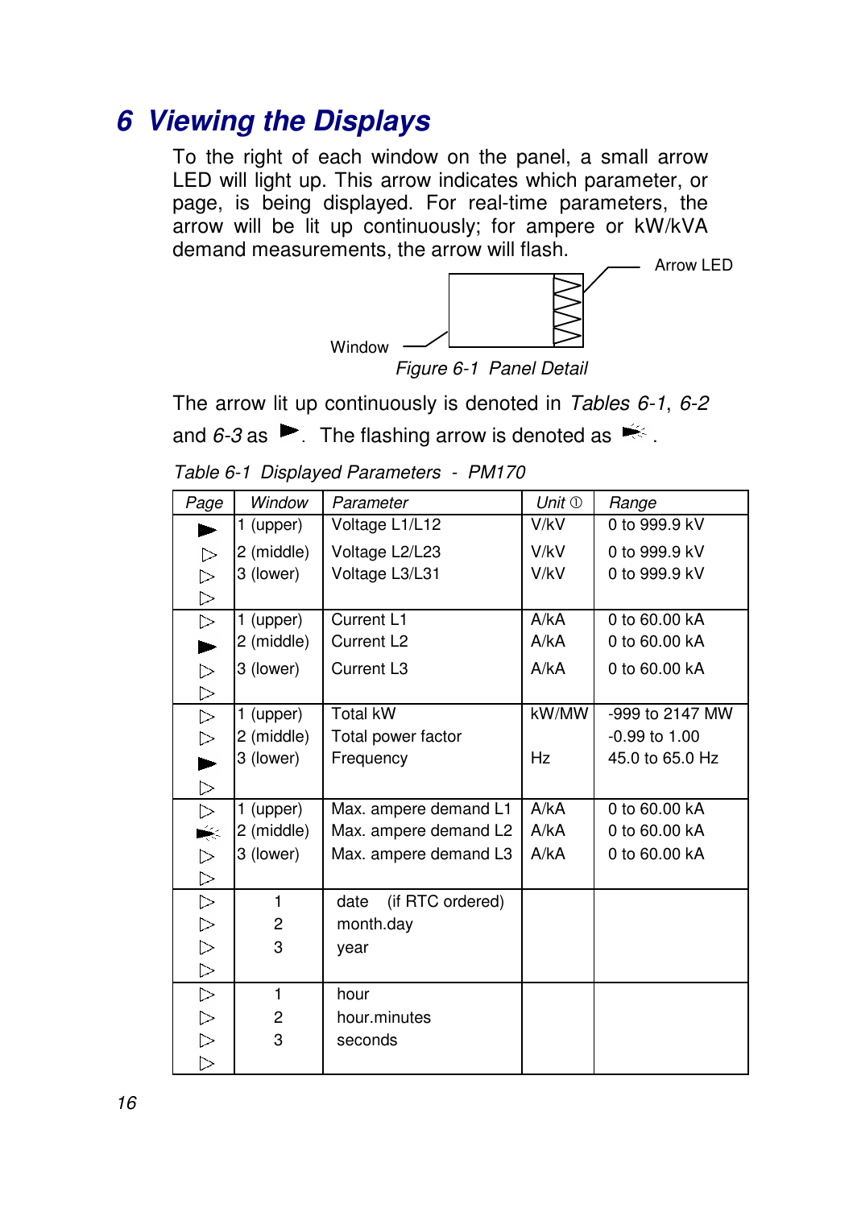# 6 Viewing the Displays

To the right of each window on the panel, a small arrow LED will light up. This arrow indicates which parameter, or page, is being displayed. For real-time parameters, the arrow will be lit up continuously; for ampere or kW/kVA demand measurements, the arrow will flash.

Arrow LED

Window

*Figure 6-1 Panel Detail*

The arrow lit up continuously is denoted in *Tables 6-1*, *6-2* and *6-3* as ►. The flashing arrow is denoted as ►.

*Table 6-1 Displayed Parameters - PM170*

| Page | Window | Parameter | Unit ① | Range |
|---|---|---|---|---|
| ► ▷ ▷ ▷ | 1 (upper)<br>2 (middle)<br>3 (lower) | Voltage L1/L12<br>Voltage L2/L23<br>Voltage L3/L31 | V/kV<br>V/kV<br>V/kV | 0 to 999.9 kV<br>0 to 999.9 kV<br>0 to 999.9 kV |
| ▷ ► ▷ ▷ | 1 (upper)<br>2 (middle)<br>3 (lower) | Current L1<br>Current L2<br>Current L3 | A/kA<br>A/kA<br>A/kA | 0 to 60.00 kA<br>0 to 60.00 kA<br>0 to 60.00 kA |
| ▷ ▷ ► ▷ | 1 (upper)<br>2 (middle)<br>3 (lower) | Total kW<br>Total power factor<br>Frequency | kW/MW<br><br>Hz | -999 to 2147 MW<br>-0.99 to 1.00<br>45.0 to 65.0 Hz |
| ▷ ► (flashing) ▷ ▷ | 1 (upper)<br>2 (middle)<br>3 (lower) | Max. ampere demand L1<br>Max. ampere demand L2<br>Max. ampere demand L3 | A/kA<br>A/kA<br>A/kA | 0 to 60.00 kA<br>0 to 60.00 kA<br>0 to 60.00 kA |
| ▷ ▷ ▷ ▷ | 1<br>2<br>3 | date (if RTC ordered)<br>month.day<br>year | | |
| ▷ ▷ ▷ ▷ | 1<br>2<br>3 | hour<br>hour.minutes<br>seconds | | |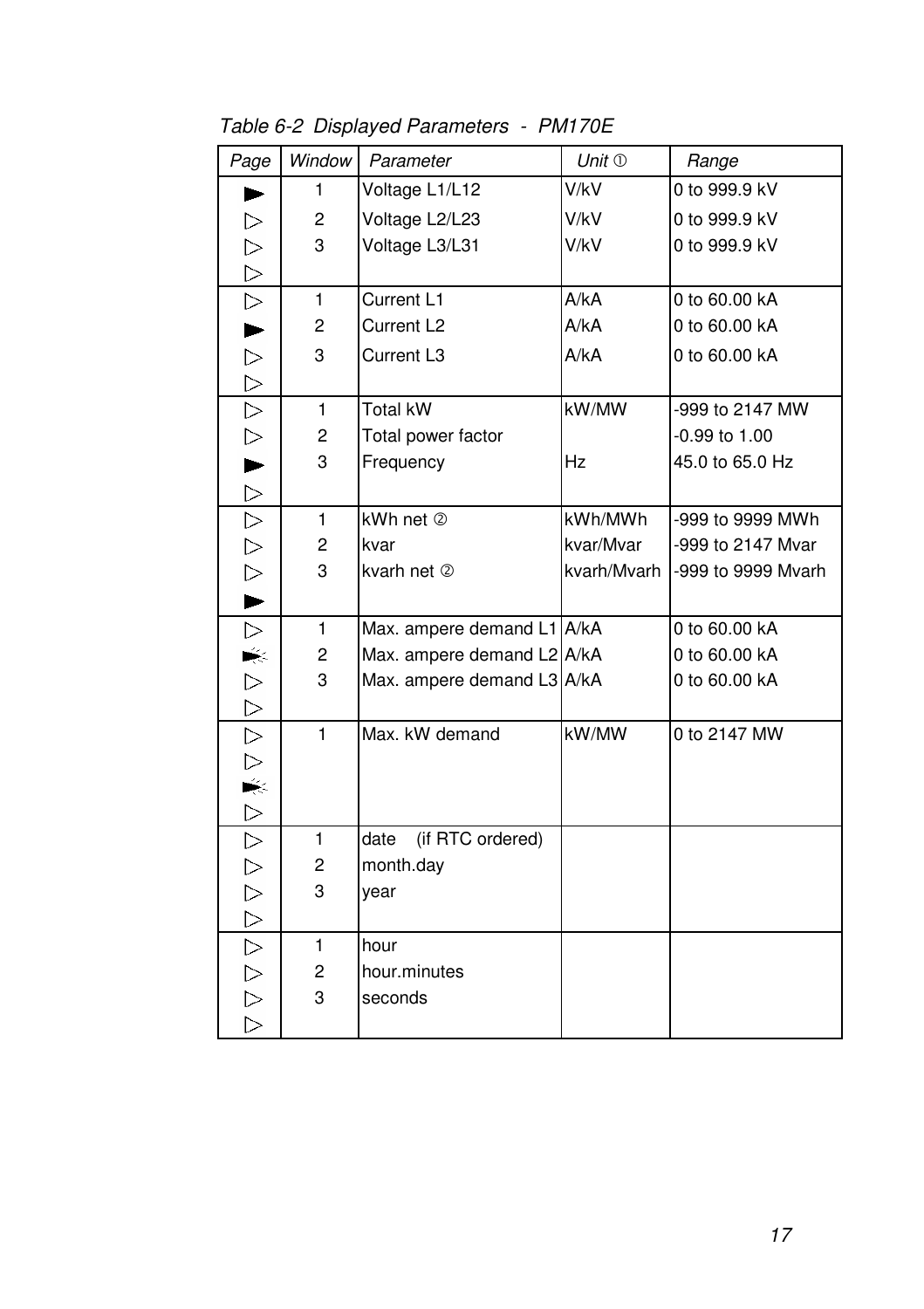*Table 6-2  Displayed Parameters  -  PM170E*

| Page | Window | Parameter | Unit ➀ | Range |
|---|---|---|---|---|
| ► ▷ ▷ ▷ | 1<br>2<br>3 | Voltage L1/L12<br>Voltage L2/L23<br>Voltage L3/L31 | V/kV<br>V/kV<br>V/kV | 0 to 999.9 kV<br>0 to 999.9 kV<br>0 to 999.9 kV |
| ▷ ► ▷ ▷ | 1<br>2<br>3 | Current L1<br>Current L2<br>Current L3 | A/kA<br>A/kA<br>A/kA | 0 to 60.00 kA<br>0 to 60.00 kA<br>0 to 60.00 kA |
| ▷ ▷ ► ▷ | 1<br>2<br>3 | Total kW<br>Total power factor<br>Frequency | kW/MW<br><br>Hz | -999 to 2147 MW<br>-0.99 to 1.00<br>45.0 to 65.0 Hz |
| ▷ ▷ ▷ ► | 1<br>2<br>3 | kWh net ➁<br>kvar<br>kvarh net ➁ | kWh/MWh<br>kvar/Mvar<br>kvarh/Mvarh | -999 to 9999 MWh<br>-999 to 2147 Mvar<br>-999 to 9999 Mvarh |
| ▷ ► ▷ ▷ | 1<br>2<br>3 | Max. ampere demand L1<br>Max. ampere demand L2<br>Max. ampere demand L3 | A/kA<br>A/kA<br>A/kA | 0 to 60.00 kA<br>0 to 60.00 kA<br>0 to 60.00 kA |
| ▷ ▷ ► ▷ | 1 | Max. kW demand | kW/MW | 0 to 2147 MW |
| ▷ ▷ ▷ ▷ | 1<br>2<br>3 | date (if RTC ordered)<br>month.day<br>year | | |
| ▷ ▷ ▷ ▷ | 1<br>2<br>3 | hour<br>hour.minutes<br>seconds | | |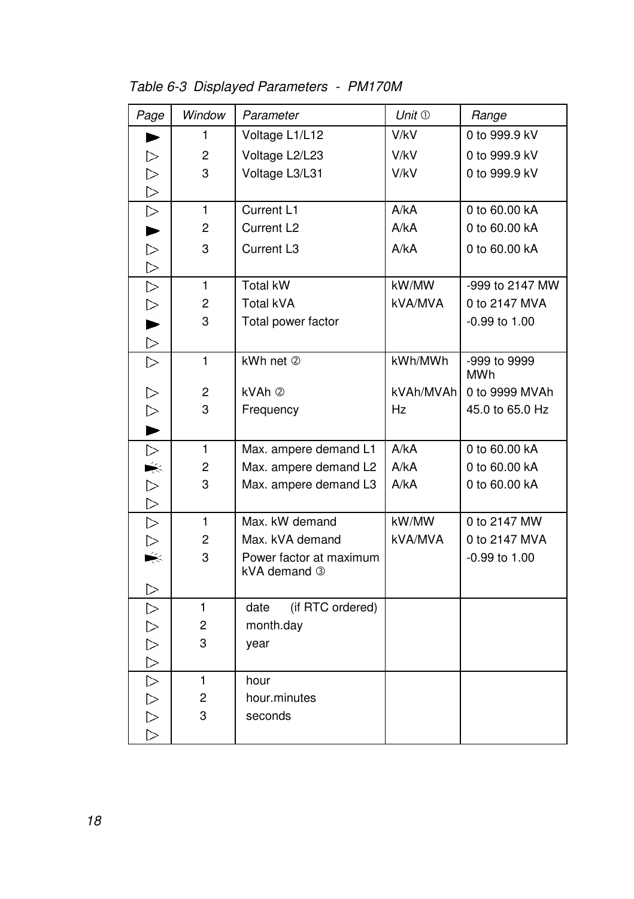*Table 6-3 Displayed Parameters - PM170M*

| *Page* | *Window* | *Parameter* | *Unit* ➀ | *Range* |
|---|---|---|---|---|
| ► ▷ ▷ ▷ | 1<br>2<br>3 | Voltage L1/L12<br>Voltage L2/L23<br>Voltage L3/L31 | V/kV<br>V/kV<br>V/kV | 0 to 999.9 kV<br>0 to 999.9 kV<br>0 to 999.9 kV |
| ▷ ► ▷ ▷ | 1<br>2<br>3 | Current L1<br>Current L2<br>Current L3 | A/kA<br>A/kA<br>A/kA | 0 to 60.00 kA<br>0 to 60.00 kA<br>0 to 60.00 kA |
| ▷ ▷ ► ▷ | 1<br>2<br>3 | Total kW<br>Total kVA<br>Total power factor | kW/MW<br>kVA/MVA | -999 to 2147 MW<br>0 to 2147 MVA<br>-0.99 to 1.00 |
| ▷ ▷ ▷ ► | 1<br>2<br>3 | kWh net ➁<br>kVAh ➁<br>Frequency | kWh/MWh<br>kVAh/MVAh<br>Hz | -999 to 9999 MWh<br>0 to 9999 MVAh<br>45.0 to 65.0 Hz |
| ▷ ► ▷ ▷ | 1<br>2<br>3 | Max. ampere demand L1<br>Max. ampere demand L2<br>Max. ampere demand L3 | A/kA<br>A/kA<br>A/kA | 0 to 60.00 kA<br>0 to 60.00 kA<br>0 to 60.00 kA |
| ▷ ▷ ► ▷ | 1<br>2<br>3 | Max. kW demand<br>Max. kVA demand<br>Power factor at maximum kVA demand ➂ | kW/MW<br>kVA/MVA | 0 to 2147 MW<br>0 to 2147 MVA<br>-0.99 to 1.00 |
| ▷ ▷ ▷ ▷ | 1<br>2<br>3 | date (if RTC ordered)<br>month.day<br>year | | |
| ▷ ▷ ▷ ▷ | 1<br>2<br>3 | hour<br>hour.minutes<br>seconds | | |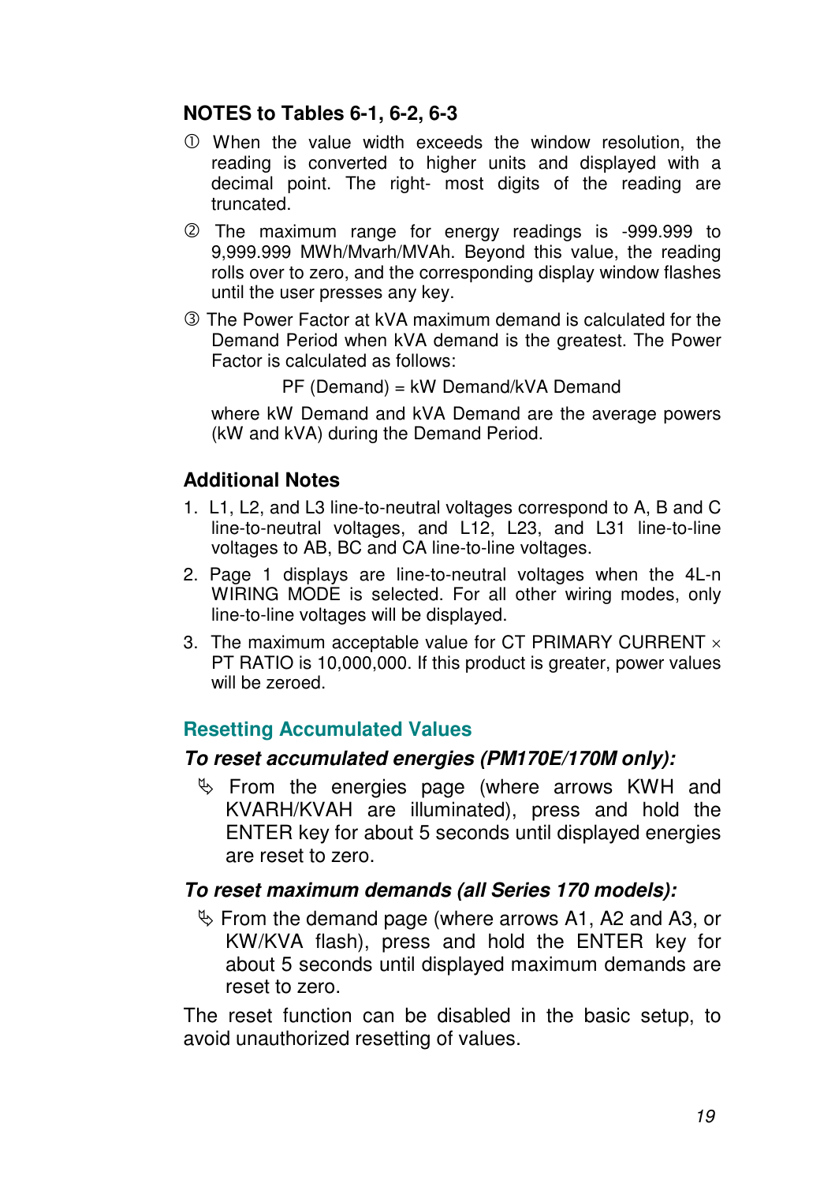### NOTES to Tables 6-1, 6-2, 6-3

① When the value width exceeds the window resolution, the reading is converted to higher units and displayed with a decimal point. The right- most digits of the reading are truncated.

② The maximum range for energy readings is -999.999 to 9,999.999 MWh/Mvarh/MVAh. Beyond this value, the reading rolls over to zero, and the corresponding display window flashes until the user presses any key.

③ The Power Factor at kVA maximum demand is calculated for the Demand Period when kVA demand is the greatest. The Power Factor is calculated as follows:

PF (Demand) = kW Demand/kVA Demand

where kW Demand and kVA Demand are the average powers (kW and kVA) during the Demand Period.

### Additional Notes

1. L1, L2, and L3 line-to-neutral voltages correspond to A, B and C line-to-neutral voltages, and L12, L23, and L31 line-to-line voltages to AB, BC and CA line-to-line voltages.
2. Page 1 displays are line-to-neutral voltages when the 4L-n WIRING MODE is selected. For all other wiring modes, only line-to-line voltages will be displayed.
3. The maximum acceptable value for CT PRIMARY CURRENT × PT RATIO is 10,000,000. If this product is greater, power values will be zeroed.

## Resetting Accumulated Values

***To reset accumulated energies (PM170E/170M only):***

- From the energies page (where arrows KWH and KVARH/KVAH are illuminated), press and hold the ENTER key for about 5 seconds until displayed energies are reset to zero.

***To reset maximum demands (all Series 170 models):***

- From the demand page (where arrows A1, A2 and A3, or KW/KVA flash), press and hold the ENTER key for about 5 seconds until displayed maximum demands are reset to zero.

The reset function can be disabled in the basic setup, to avoid unauthorized resetting of values.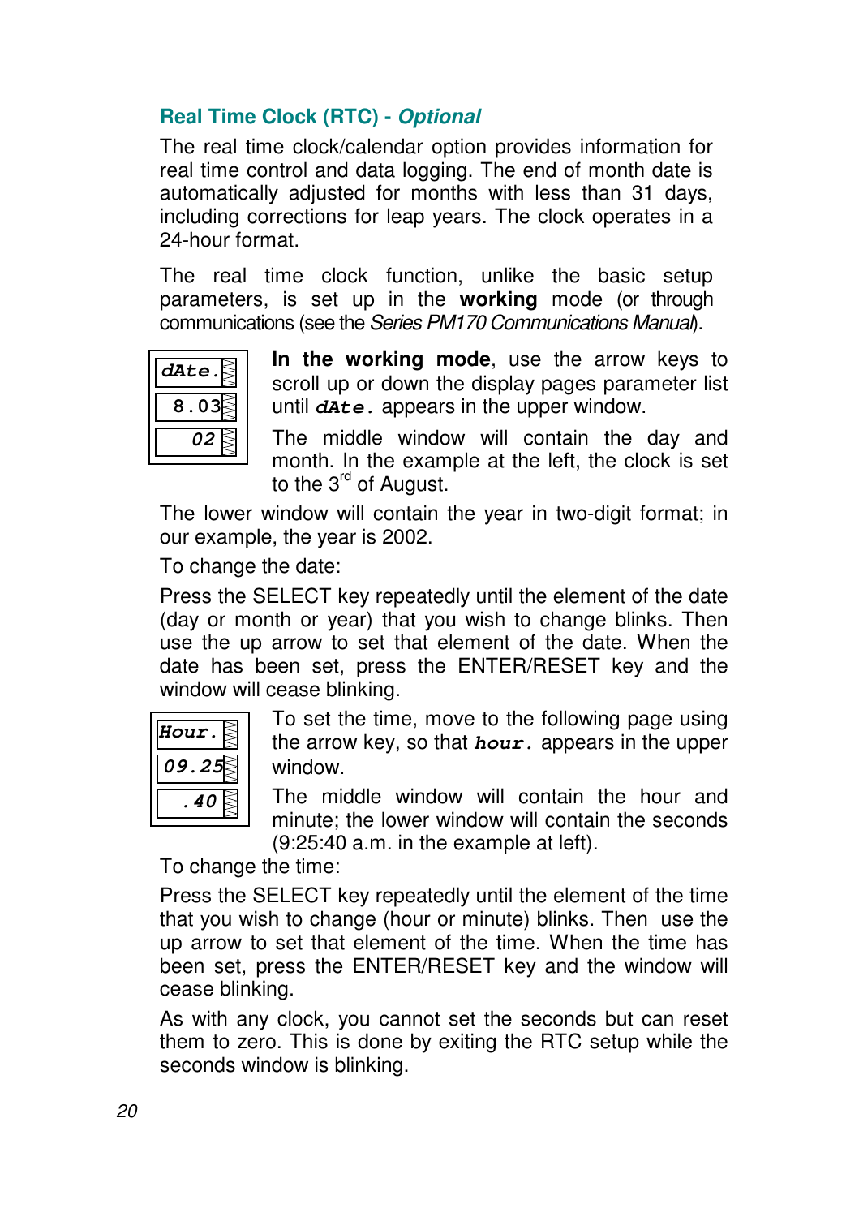## Real Time Clock (RTC) - *Optional*

The real time clock/calendar option provides information for real time control and data logging. The end of month date is automatically adjusted for months with less than 31 days, including corrections for leap years. The clock operates in a 24-hour format.

The real time clock function, unlike the basic setup parameters, is set up in the **working** mode (or through communications (see the *Series PM170 Communications Manual*).

| dAte. |
|---|
| 8.03 |
| 02 |

**In the working mode**, use the arrow keys to scroll up or down the display pages parameter list until ***dAte.*** appears in the upper window.

The middle window will contain the day and month. In the example at the left, the clock is set to the 3rd of August.

The lower window will contain the year in two-digit format; in our example, the year is 2002.

To change the date:

Press the SELECT key repeatedly until the element of the date (day or month or year) that you wish to change blinks. Then use the up arrow to set that element of the date. When the date has been set, press the ENTER/RESET key and the window will cease blinking.

| Hour. |
|---|
| 09.25 |
| .40 |

To set the time, move to the following page using the arrow key, so that ***hour.*** appears in the upper window.

The middle window will contain the hour and minute; the lower window will contain the seconds (9:25:40 a.m. in the example at left).

To change the time:

Press the SELECT key repeatedly until the element of the time that you wish to change (hour or minute) blinks. Then use the up arrow to set that element of the time. When the time has been set, press the ENTER/RESET key and the window will cease blinking.

As with any clock, you cannot set the seconds but can reset them to zero. This is done by exiting the RTC setup while the seconds window is blinking.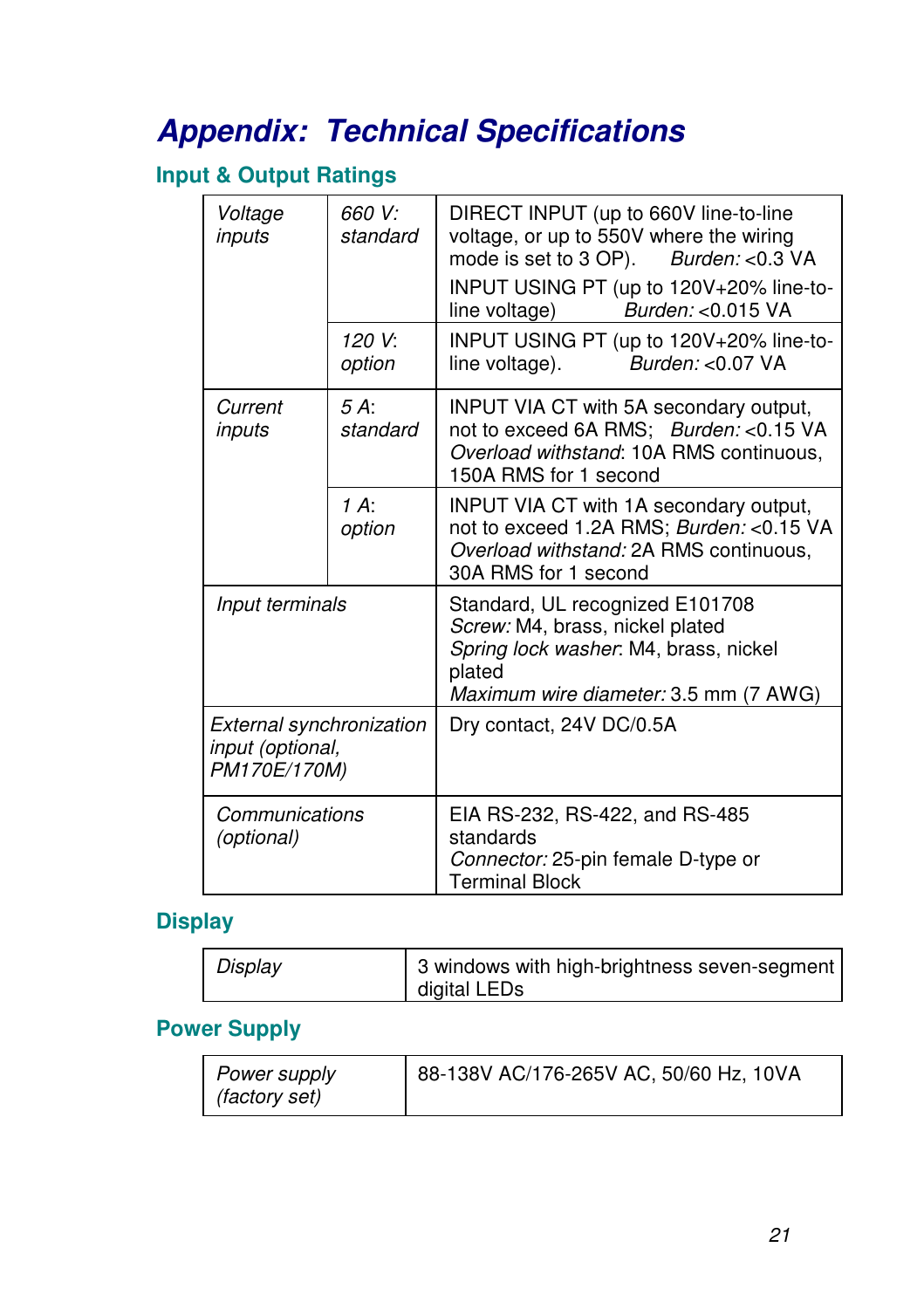# Appendix: Technical Specifications

## Input & Output Ratings

| | | |
|---|---|---|
| *Voltage inputs* | *660 V: standard* | DIRECT INPUT (up to 660V line-to-line voltage, or up to 550V where the wiring mode is set to 3 OP). *Burden:* <0.3 VA<br>INPUT USING PT (up to 120V+20% line-to-line voltage) *Burden:* <0.015 VA |
| | *120 V: option* | INPUT USING PT (up to 120V+20% line-to-line voltage). *Burden:* <0.07 VA |
| *Current inputs* | *5 A: standard* | INPUT VIA CT with 5A secondary output, not to exceed 6A RMS; *Burden:* <0.15 VA *Overload withstand*: 10A RMS continuous, 150A RMS for 1 second |
| | *1 A: option* | INPUT VIA CT with 1A secondary output, not to exceed 1.2A RMS; *Burden:* <0.15 VA *Overload withstand:* 2A RMS continuous, 30A RMS for 1 second |
| *Input terminals* | | Standard, UL recognized E101708<br>*Screw:* M4, brass, nickel plated<br>*Spring lock washer*: M4, brass, nickel plated<br>*Maximum wire diameter:* 3.5 mm (7 AWG) |
| *External synchronization input (optional, PM170E/170M)* | | Dry contact, 24V DC/0.5A |
| *Communications (optional)* | | EIA RS-232, RS-422, and RS-485 standards<br>*Connector:* 25-pin female D-type or Terminal Block |

## Display

| | |
|---|---|
| *Display* | 3 windows with high-brightness seven-segment digital LEDs |

## Power Supply

| | |
|---|---|
| *Power supply (factory set)* | 88-138V AC/176-265V AC, 50/60 Hz, 10VA |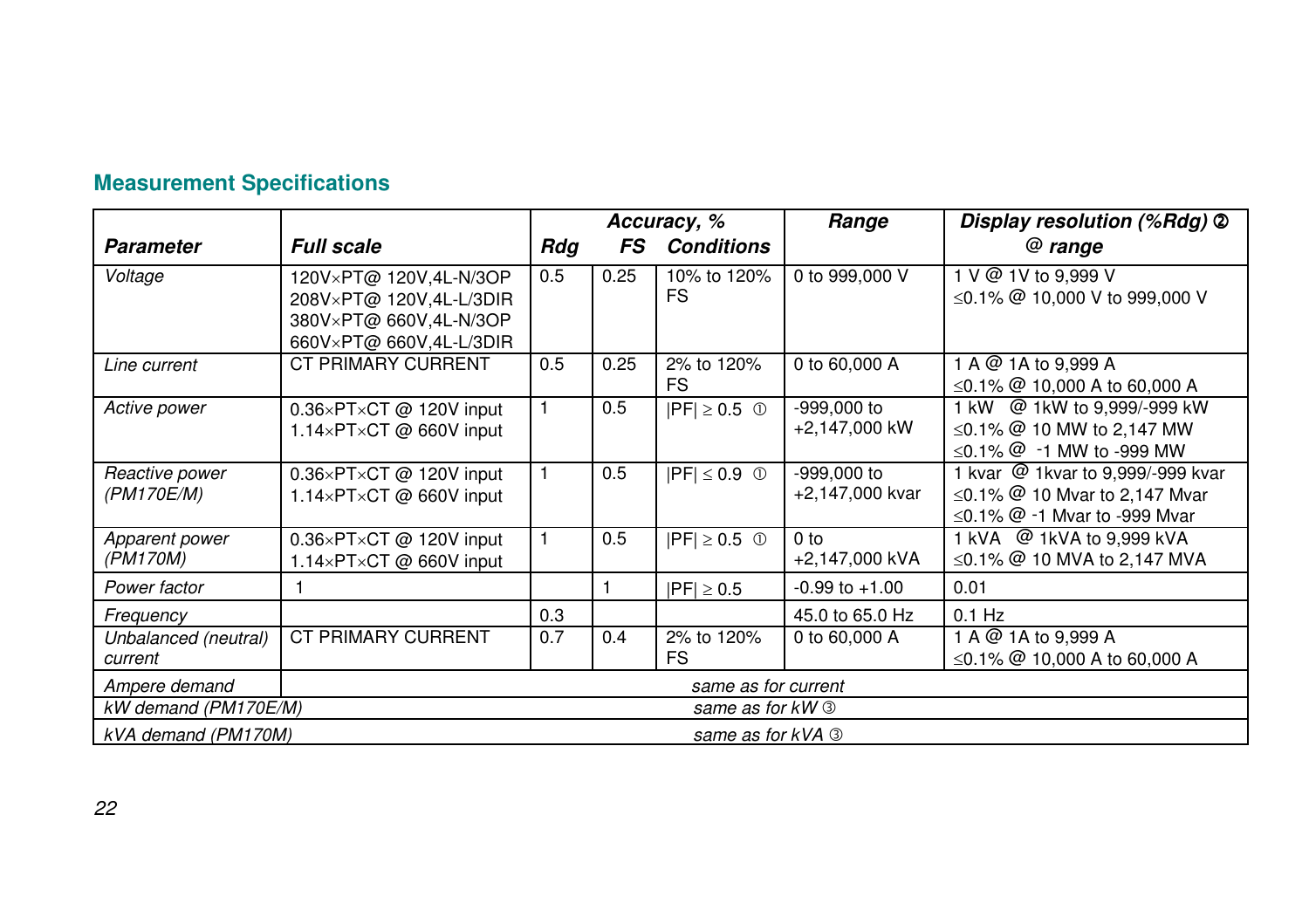## Measurement Specifications

| *Parameter* | *Full scale* | *Accuracy, %* | | | *Range* | *Display resolution (%Rdg)* ② *@ range* |
|---|---|---|---|---|---|---|
| | | *Rdg* | *FS* | *Conditions* | | |
| *Voltage* | 120V×PT@ 120V,4L-N/3OP<br>208V×PT@ 120V,4L-L/3DIR<br>380V×PT@ 660V,4L-N/3OP<br>660V×PT@ 660V,4L-L/3DIR | 0.5 | 0.25 | 10% to 120% FS | 0 to 999,000 V | 1 V @ 1V to 9,999 V<br>≤0.1% @ 10,000 V to 999,000 V |
| *Line current* | CT PRIMARY CURRENT | 0.5 | 0.25 | 2% to 120% FS | 0 to 60,000 A | 1 A @ 1A to 9,999 A<br>≤0.1% @ 10,000 A to 60,000 A |
| *Active power* | 0.36×PT×CT @ 120V input<br>1.14×PT×CT @ 660V input | 1 | 0.5 | \|PF\| ≥ 0.5 ① | -999,000 to +2,147,000 kW | 1 kW @ 1kW to 9,999/-999 kW<br>≤0.1% @ 10 MW to 2,147 MW<br>≤0.1% @ -1 MW to -999 MW |
| *Reactive power (PM170E/M)* | 0.36×PT×CT @ 120V input<br>1.14×PT×CT @ 660V input | 1 | 0.5 | \|PF\| ≤ 0.9 ① | -999,000 to +2,147,000 kvar | 1 kvar @ 1kvar to 9,999/-999 kvar<br>≤0.1% @ 10 Mvar to 2,147 Mvar<br>≤0.1% @ -1 Mvar to -999 Mvar |
| *Apparent power (PM170M)* | 0.36×PT×CT @ 120V input<br>1.14×PT×CT @ 660V input | 1 | 0.5 | \|PF\| ≥ 0.5 ① | 0 to +2,147,000 kVA | 1 kVA @ 1kVA to 9,999 kVA<br>≤0.1% @ 10 MVA to 2,147 MVA |
| *Power factor* | 1 | | 1 | \|PF\| ≥ 0.5 | -0.99 to +1.00 | 0.01 |
| *Frequency* | | 0.3 | | | 45.0 to 65.0 Hz | 0.1 Hz |
| *Unbalanced (neutral) current* | CT PRIMARY CURRENT | 0.7 | 0.4 | 2% to 120% FS | 0 to 60,000 A | 1 A @ 1A to 9,999 A<br>≤0.1% @ 10,000 A to 60,000 A |
| *Ampere demand* | *same as for current* | | | | | |
| *kW demand (PM170E/M)* | *same as for kW* ③ | | | | | |
| *kVA demand (PM170M)* | *same as for kVA* ③ | | | | | |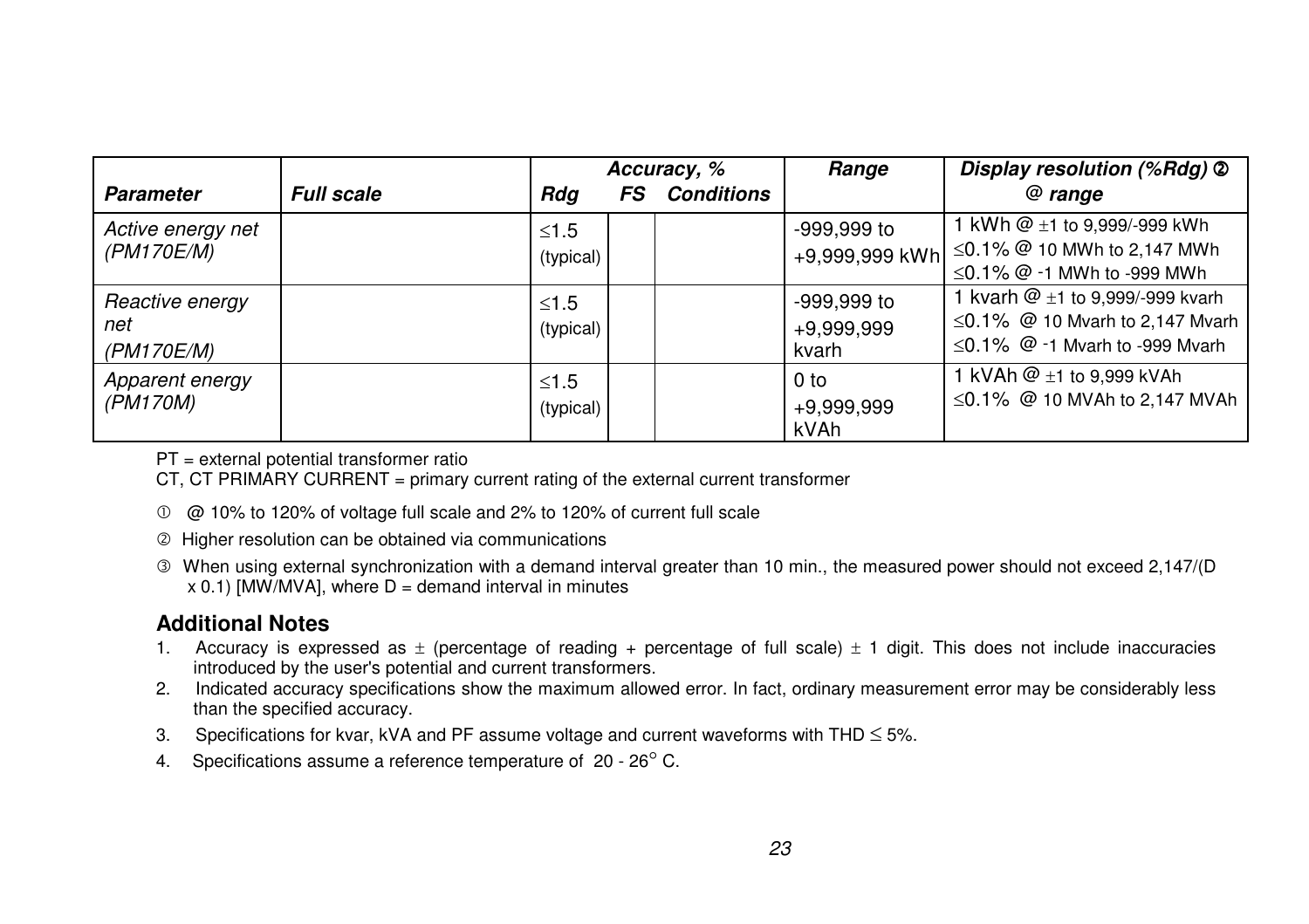| *Parameter* | *Full scale* | *Accuracy, %* | | | *Range* | *Display resolution (%Rdg)* ② |
|---|---|---|---|---|---|---|
| | | *Rdg* | *FS* | *Conditions* | | *@ range* |
| *Active energy net (PM170E/M)* | | ≤1.5 (typical) | | | -999,999 to +9,999,999 kWh | 1 kWh @ ±1 to 9,999/-999 kWh<br>≤0.1% @ 10 MWh to 2,147 MWh<br>≤0.1% @ -1 MWh to -999 MWh |
| *Reactive energy net (PM170E/M)* | | ≤1.5 (typical) | | | -999,999 to +9,999,999 kvarh | 1 kvarh @ ±1 to 9,999/-999 kvarh<br>≤0.1% @ 10 Mvarh to 2,147 Mvarh<br>≤0.1% @ -1 Mvarh to -999 Mvarh |
| *Apparent energy (PM170M)* | | ≤1.5 (typical) | | | 0 to +9,999,999 kVAh | 1 kVAh @ ±1 to 9,999 kVAh<br>≤0.1% @ 10 MVAh to 2,147 MVAh |

PT = external potential transformer ratio

CT, CT PRIMARY CURRENT = primary current rating of the external current transformer

① @ 10% to 120% of voltage full scale and 2% to 120% of current full scale

② Higher resolution can be obtained via communications

③ When using external synchronization with a demand interval greater than 10 min., the measured power should not exceed 2,147/(D x 0.1) [MW/MVA], where D = demand interval in minutes

### Additional Notes

1. Accuracy is expressed as ± (percentage of reading + percentage of full scale) ± 1 digit. This does not include inaccuracies introduced by the user's potential and current transformers.
2. Indicated accuracy specifications show the maximum allowed error. In fact, ordinary measurement error may be considerably less than the specified accuracy.
3. Specifications for kvar, kVA and PF assume voltage and current waveforms with THD ≤ 5%.
4. Specifications assume a reference temperature of 20 - 26° C.